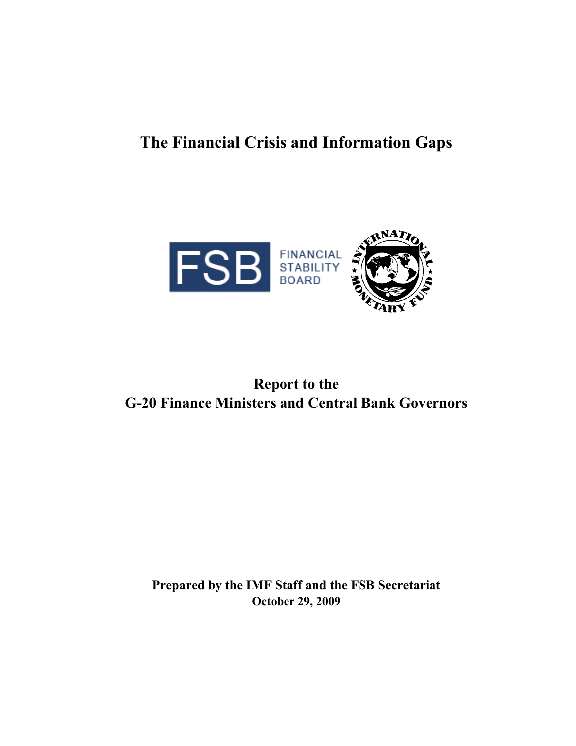# The Financial Crisis and Information Gaps

**Report to the**
**G-20 Finance Ministers and Central Bank Governors**

**Prepared by the IMF Staff and the FSB Secretariat**
**October 29, 2009**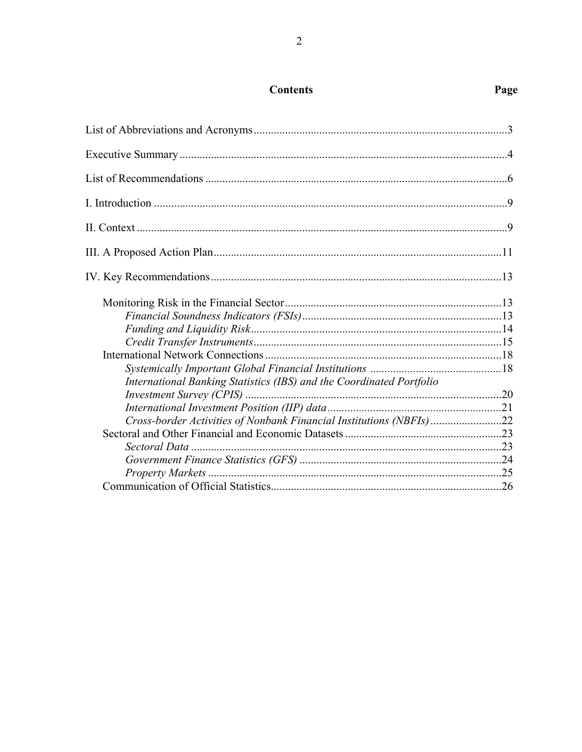## Contents

| | Page |
|---|---|
| List of Abbreviations and Acronyms | 3 |
| Executive Summary | 4 |
| List of Recommendations | 6 |
| I. Introduction | 9 |
| II. Context | 9 |
| III. A Proposed Action Plan | 11 |
| IV. Key Recommendations | 13 |
| Monitoring Risk in the Financial Sector | 13 |
| *Financial Soundness Indicators (FSIs)* | 13 |
| *Funding and Liquidity Risk* | 14 |
| *Credit Transfer Instruments* | 15 |
| International Network Connections | 18 |
| *Systemically Important Global Financial Institutions* | 18 |
| *International Banking Statistics (IBS) and the Coordinated Portfolio Investment Survey (CPIS)* | 20 |
| *International Investment Position (IIP) data* | 21 |
| *Cross-border Activities of Nonbank Financial Institutions (NBFIs)* | 22 |
| Sectoral and Other Financial and Economic Datasets | 23 |
| *Sectoral Data* | 23 |
| *Government Finance Statistics (GFS)* | 24 |
| *Property Markets* | 25 |
| Communication of Official Statistics | 26 |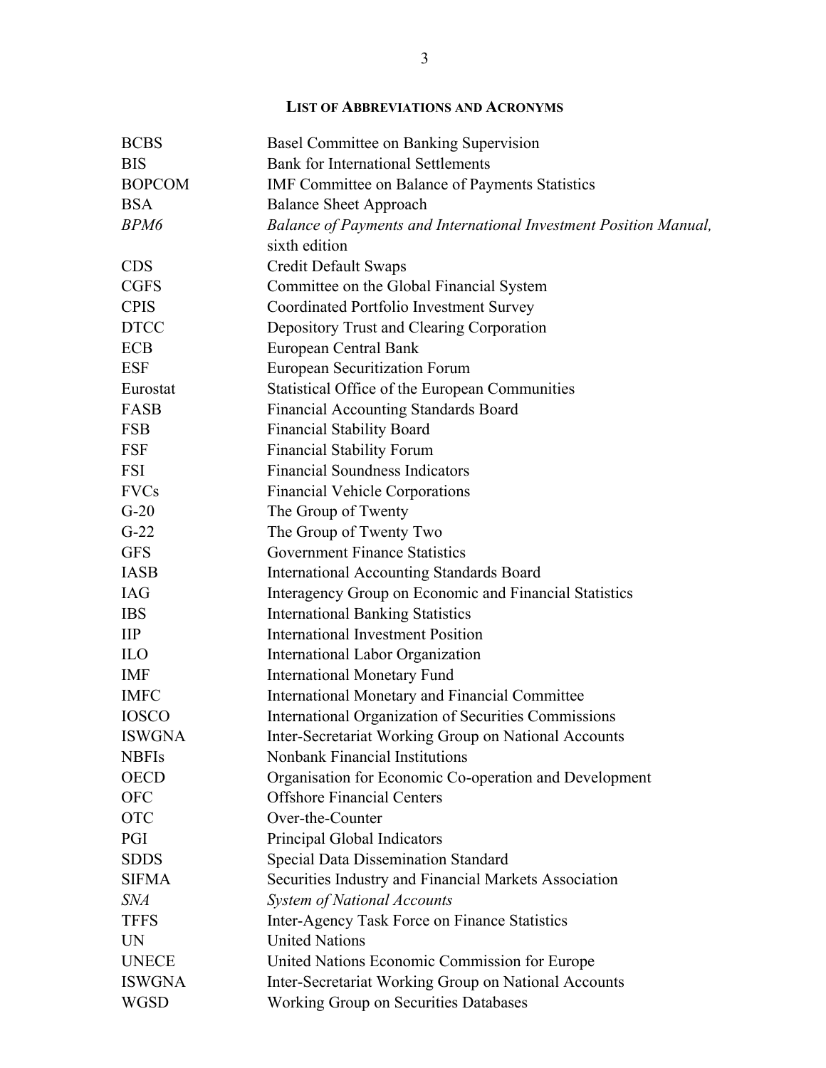## LIST OF ABBREVIATIONS AND ACRONYMS

| | |
|---|---|
| BCBS | Basel Committee on Banking Supervision |
| BIS | Bank for International Settlements |
| BOPCOM | IMF Committee on Balance of Payments Statistics |
| BSA | Balance Sheet Approach |
| *BPM6* | *Balance of Payments and International Investment Position Manual,* sixth edition |
| CDS | Credit Default Swaps |
| CGFS | Committee on the Global Financial System |
| CPIS | Coordinated Portfolio Investment Survey |
| DTCC | Depository Trust and Clearing Corporation |
| ECB | European Central Bank |
| ESF | European Securitization Forum |
| Eurostat | Statistical Office of the European Communities |
| FASB | Financial Accounting Standards Board |
| FSB | Financial Stability Board |
| FSF | Financial Stability Forum |
| FSI | Financial Soundness Indicators |
| FVCs | Financial Vehicle Corporations |
| G-20 | The Group of Twenty |
| G-22 | The Group of Twenty Two |
| GFS | Government Finance Statistics |
| IASB | International Accounting Standards Board |
| IAG | Interagency Group on Economic and Financial Statistics |
| IBS | International Banking Statistics |
| IIP | International Investment Position |
| ILO | International Labor Organization |
| IMF | International Monetary Fund |
| IMFC | International Monetary and Financial Committee |
| IOSCO | International Organization of Securities Commissions |
| ISWGNA | Inter-Secretariat Working Group on National Accounts |
| NBFIs | Nonbank Financial Institutions |
| OECD | Organisation for Economic Co-operation and Development |
| OFC | Offshore Financial Centers |
| OTC | Over-the-Counter |
| PGI | Principal Global Indicators |
| SDDS | Special Data Dissemination Standard |
| SIFMA | Securities Industry and Financial Markets Association |
| *SNA* | *System of National Accounts* |
| TFFS | Inter-Agency Task Force on Finance Statistics |
| UN | United Nations |
| UNECE | United Nations Economic Commission for Europe |
| ISWGNA | Inter-Secretariat Working Group on National Accounts |
| WGSD | Working Group on Securities Databases |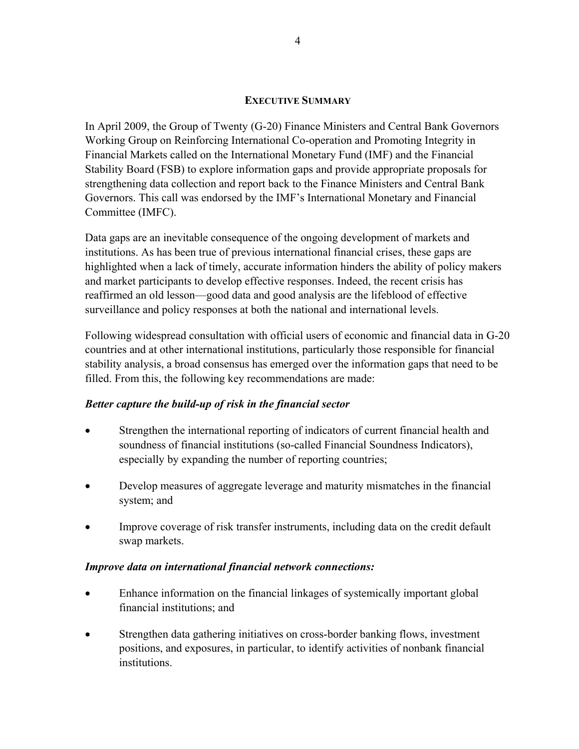## EXECUTIVE SUMMARY

In April 2009, the Group of Twenty (G-20) Finance Ministers and Central Bank Governors Working Group on Reinforcing International Co-operation and Promoting Integrity in Financial Markets called on the International Monetary Fund (IMF) and the Financial Stability Board (FSB) to explore information gaps and provide appropriate proposals for strengthening data collection and report back to the Finance Ministers and Central Bank Governors. This call was endorsed by the IMF's International Monetary and Financial Committee (IMFC).

Data gaps are an inevitable consequence of the ongoing development of markets and institutions. As has been true of previous international financial crises, these gaps are highlighted when a lack of timely, accurate information hinders the ability of policy makers and market participants to develop effective responses. Indeed, the recent crisis has reaffirmed an old lesson—good data and good analysis are the lifeblood of effective surveillance and policy responses at both the national and international levels.

Following widespread consultation with official users of economic and financial data in G-20 countries and at other international institutions, particularly those responsible for financial stability analysis, a broad consensus has emerged over the information gaps that need to be filled. From this, the following key recommendations are made:

***Better capture the build-up of risk in the financial sector***

- Strengthen the international reporting of indicators of current financial health and soundness of financial institutions (so-called Financial Soundness Indicators), especially by expanding the number of reporting countries;
- Develop measures of aggregate leverage and maturity mismatches in the financial system; and
- Improve coverage of risk transfer instruments, including data on the credit default swap markets.

***Improve data on international financial network connections:***

- Enhance information on the financial linkages of systemically important global financial institutions; and
- Strengthen data gathering initiatives on cross-border banking flows, investment positions, and exposures, in particular, to identify activities of nonbank financial institutions.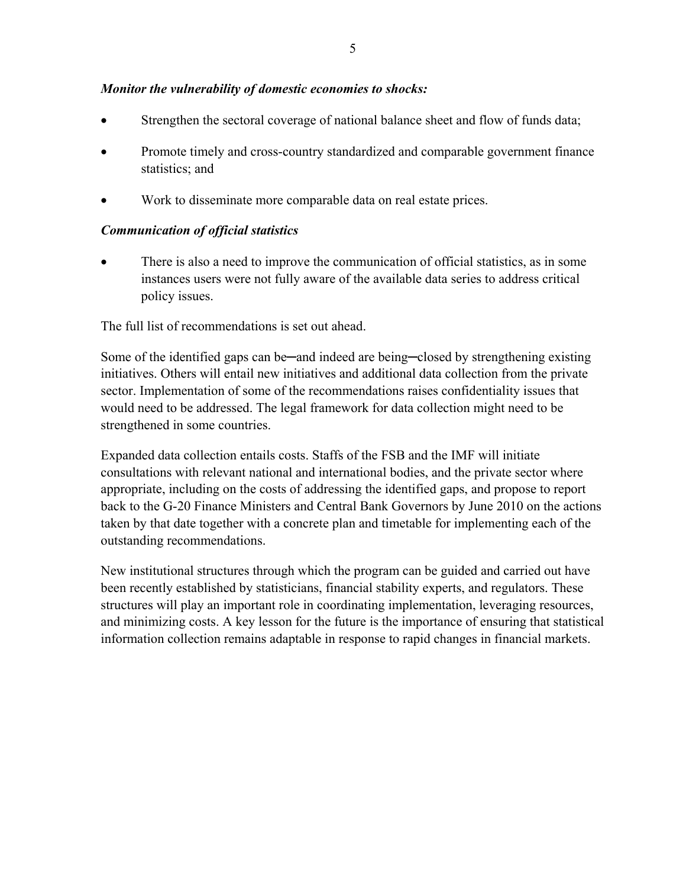*Monitor the vulnerability of domestic economies to shocks:*

- Strengthen the sectoral coverage of national balance sheet and flow of funds data;
- Promote timely and cross-country standardized and comparable government finance statistics; and
- Work to disseminate more comparable data on real estate prices.

*Communication of official statistics*

- There is also a need to improve the communication of official statistics, as in some instances users were not fully aware of the available data series to address critical policy issues.

The full list of recommendations is set out ahead.

Some of the identified gaps can be─and indeed are being─closed by strengthening existing initiatives. Others will entail new initiatives and additional data collection from the private sector. Implementation of some of the recommendations raises confidentiality issues that would need to be addressed. The legal framework for data collection might need to be strengthened in some countries.

Expanded data collection entails costs. Staffs of the FSB and the IMF will initiate consultations with relevant national and international bodies, and the private sector where appropriate, including on the costs of addressing the identified gaps, and propose to report back to the G-20 Finance Ministers and Central Bank Governors by June 2010 on the actions taken by that date together with a concrete plan and timetable for implementing each of the outstanding recommendations.

New institutional structures through which the program can be guided and carried out have been recently established by statisticians, financial stability experts, and regulators. These structures will play an important role in coordinating implementation, leveraging resources, and minimizing costs. A key lesson for the future is the importance of ensuring that statistical information collection remains adaptable in response to rapid changes in financial markets.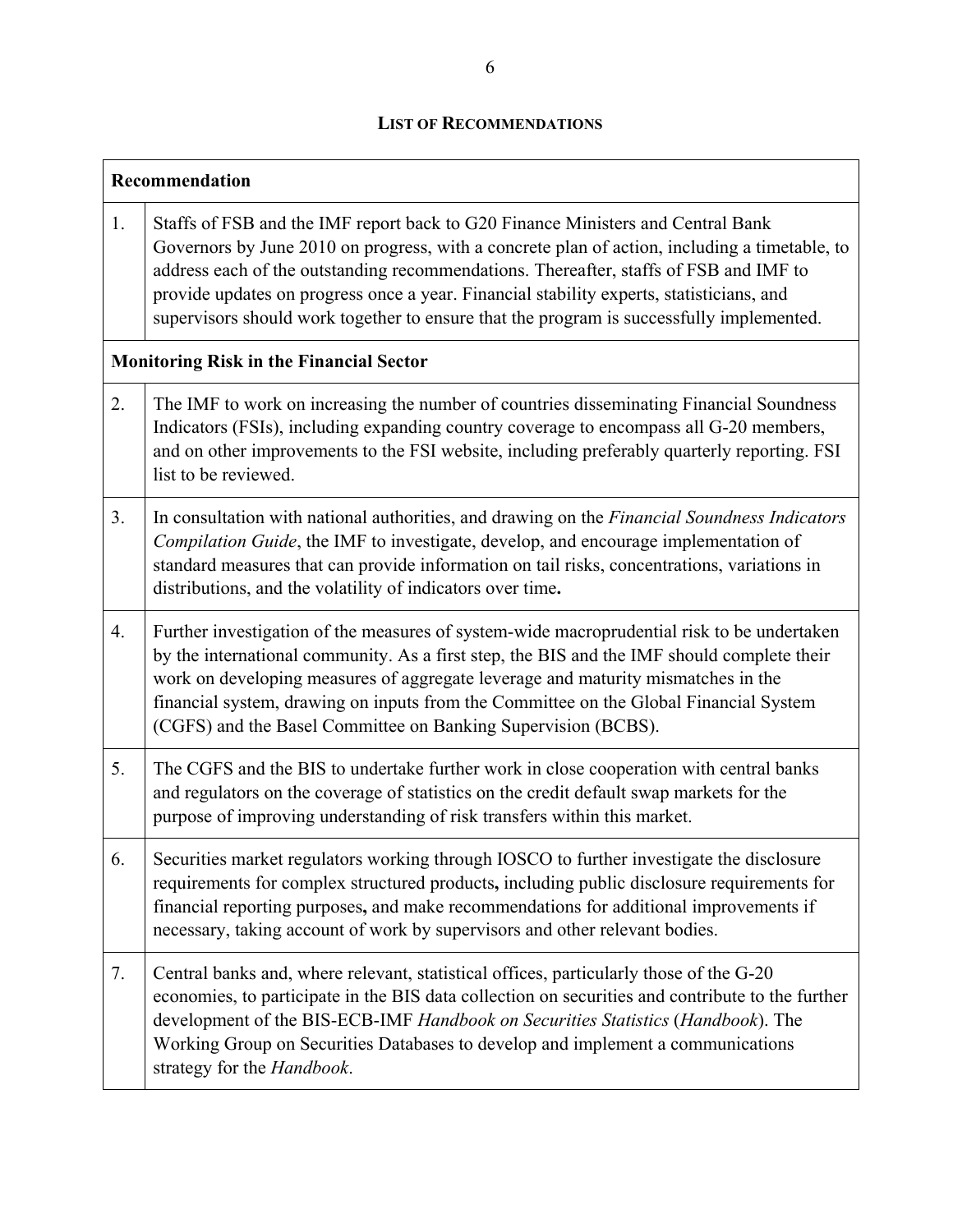## LIST OF RECOMMENDATIONS

| | Recommendation |
|---|---|
| 1. | Staffs of FSB and the IMF report back to G20 Finance Ministers and Central Bank Governors by June 2010 on progress, with a concrete plan of action, including a timetable, to address each of the outstanding recommendations. Thereafter, staffs of FSB and IMF to provide updates on progress once a year. Financial stability experts, statisticians, and supervisors should work together to ensure that the program is successfully implemented. |
| | **Monitoring Risk in the Financial Sector** |
| 2. | The IMF to work on increasing the number of countries disseminating Financial Soundness Indicators (FSIs), including expanding country coverage to encompass all G-20 members, and on other improvements to the FSI website, including preferably quarterly reporting. FSI list to be reviewed. |
| 3. | In consultation with national authorities, and drawing on the *Financial Soundness Indicators Compilation Guide*, the IMF to investigate, develop, and encourage implementation of standard measures that can provide information on tail risks, concentrations, variations in distributions, and the volatility of indicators over time**.** |
| 4. | Further investigation of the measures of system-wide macroprudential risk to be undertaken by the international community. As a first step, the BIS and the IMF should complete their work on developing measures of aggregate leverage and maturity mismatches in the financial system, drawing on inputs from the Committee on the Global Financial System (CGFS) and the Basel Committee on Banking Supervision (BCBS). |
| 5. | The CGFS and the BIS to undertake further work in close cooperation with central banks and regulators on the coverage of statistics on the credit default swap markets for the purpose of improving understanding of risk transfers within this market. |
| 6. | Securities market regulators working through IOSCO to further investigate the disclosure requirements for complex structured products**,** including public disclosure requirements for financial reporting purposes**,** and make recommendations for additional improvements if necessary, taking account of work by supervisors and other relevant bodies. |
| 7. | Central banks and, where relevant, statistical offices, particularly those of the G-20 economies, to participate in the BIS data collection on securities and contribute to the further development of the BIS-ECB-IMF *Handbook on Securities Statistics* (*Handbook*). The Working Group on Securities Databases to develop and implement a communications strategy for the *Handbook*. |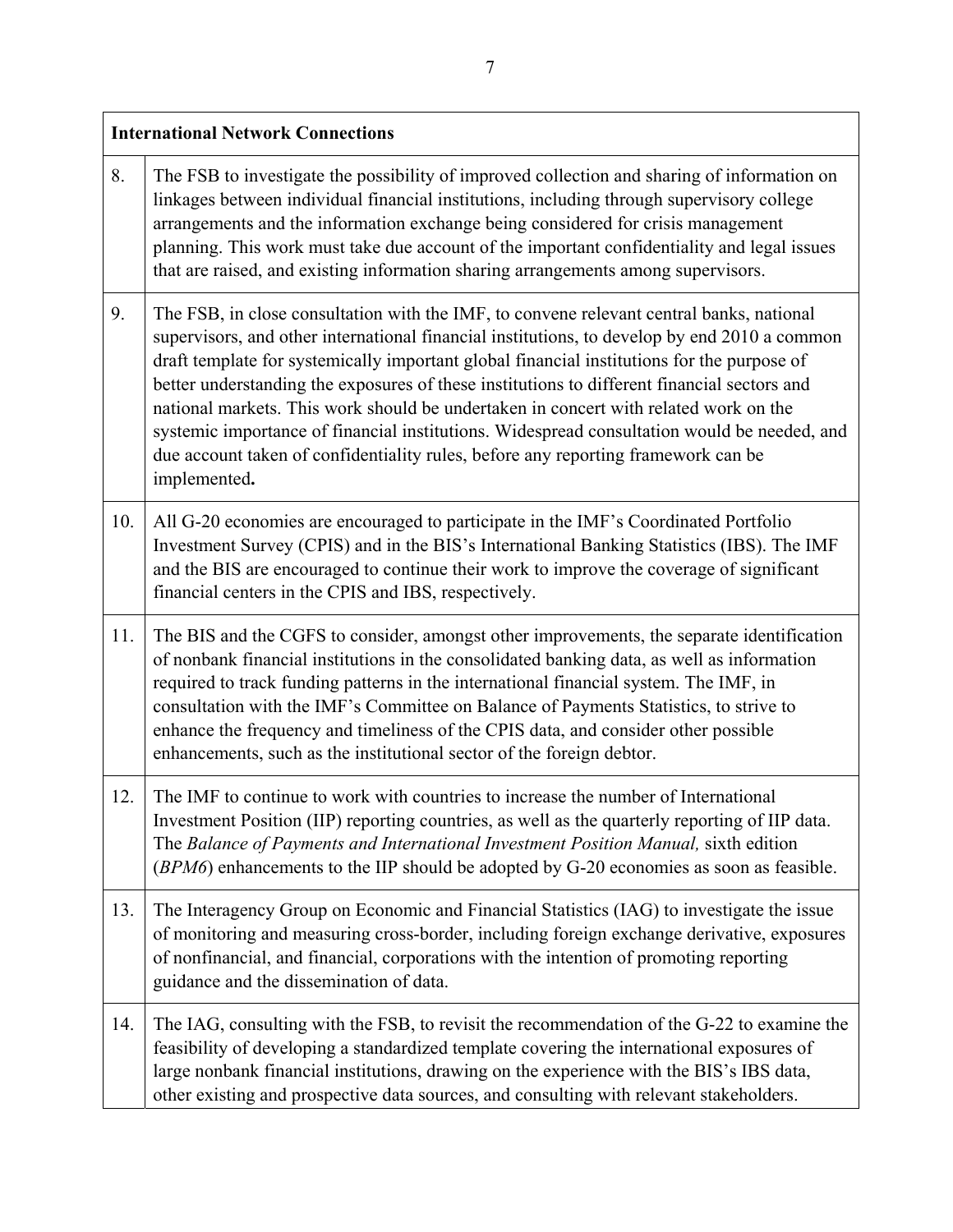| International Network Connections | |
|---|---|
| 8. | The FSB to investigate the possibility of improved collection and sharing of information on linkages between individual financial institutions, including through supervisory college arrangements and the information exchange being considered for crisis management planning. This work must take due account of the important confidentiality and legal issues that are raised, and existing information sharing arrangements among supervisors. |
| 9. | The FSB, in close consultation with the IMF, to convene relevant central banks, national supervisors, and other international financial institutions, to develop by end 2010 a common draft template for systemically important global financial institutions for the purpose of better understanding the exposures of these institutions to different financial sectors and national markets. This work should be undertaken in concert with related work on the systemic importance of financial institutions. Widespread consultation would be needed, and due account taken of confidentiality rules, before any reporting framework can be implemented**.** |
| 10. | All G-20 economies are encouraged to participate in the IMF's Coordinated Portfolio Investment Survey (CPIS) and in the BIS's International Banking Statistics (IBS). The IMF and the BIS are encouraged to continue their work to improve the coverage of significant financial centers in the CPIS and IBS, respectively. |
| 11. | The BIS and the CGFS to consider, amongst other improvements, the separate identification of nonbank financial institutions in the consolidated banking data, as well as information required to track funding patterns in the international financial system. The IMF, in consultation with the IMF's Committee on Balance of Payments Statistics, to strive to enhance the frequency and timeliness of the CPIS data, and consider other possible enhancements, such as the institutional sector of the foreign debtor. |
| 12. | The IMF to continue to work with countries to increase the number of International Investment Position (IIP) reporting countries, as well as the quarterly reporting of IIP data. The *Balance of Payments and International Investment Position Manual,* sixth edition (*BPM6*) enhancements to the IIP should be adopted by G-20 economies as soon as feasible. |
| 13. | The Interagency Group on Economic and Financial Statistics (IAG) to investigate the issue of monitoring and measuring cross-border, including foreign exchange derivative, exposures of nonfinancial, and financial, corporations with the intention of promoting reporting guidance and the dissemination of data. |
| 14. | The IAG, consulting with the FSB, to revisit the recommendation of the G-22 to examine the feasibility of developing a standardized template covering the international exposures of large nonbank financial institutions, drawing on the experience with the BIS's IBS data, other existing and prospective data sources, and consulting with relevant stakeholders. |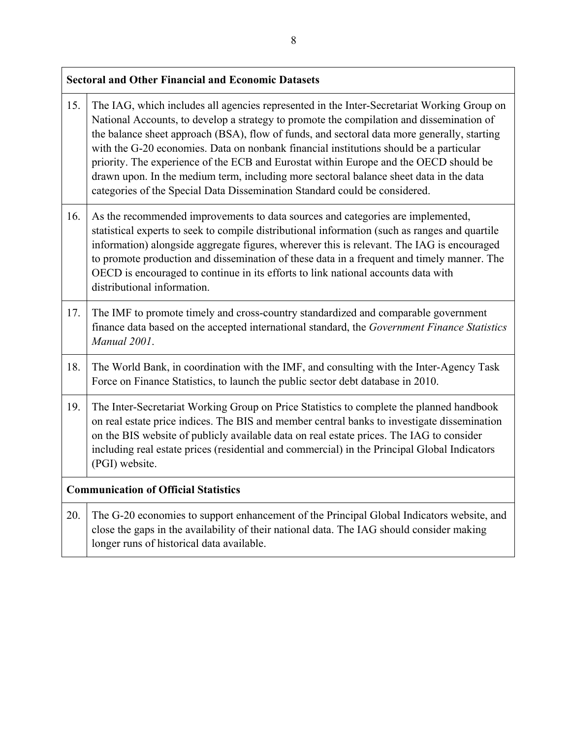| **Sectoral and Other Financial and Economic Datasets** | |
|---|---|
| 15. | The IAG, which includes all agencies represented in the Inter-Secretariat Working Group on National Accounts, to develop a strategy to promote the compilation and dissemination of the balance sheet approach (BSA), flow of funds, and sectoral data more generally, starting with the G-20 economies. Data on nonbank financial institutions should be a particular priority. The experience of the ECB and Eurostat within Europe and the OECD should be drawn upon. In the medium term, including more sectoral balance sheet data in the data categories of the Special Data Dissemination Standard could be considered. |
| 16. | As the recommended improvements to data sources and categories are implemented, statistical experts to seek to compile distributional information (such as ranges and quartile information) alongside aggregate figures, wherever this is relevant. The IAG is encouraged to promote production and dissemination of these data in a frequent and timely manner. The OECD is encouraged to continue in its efforts to link national accounts data with distributional information. |
| 17. | The IMF to promote timely and cross-country standardized and comparable government finance data based on the accepted international standard, the *Government Finance Statistics Manual 2001*. |
| 18. | The World Bank, in coordination with the IMF, and consulting with the Inter-Agency Task Force on Finance Statistics, to launch the public sector debt database in 2010. |
| 19. | The Inter-Secretariat Working Group on Price Statistics to complete the planned handbook on real estate price indices. The BIS and member central banks to investigate dissemination on the BIS website of publicly available data on real estate prices. The IAG to consider including real estate prices (residential and commercial) in the Principal Global Indicators (PGI) website. |
| **Communication of Official Statistics** | |
| 20. | The G-20 economies to support enhancement of the Principal Global Indicators website, and close the gaps in the availability of their national data. The IAG should consider making longer runs of historical data available. |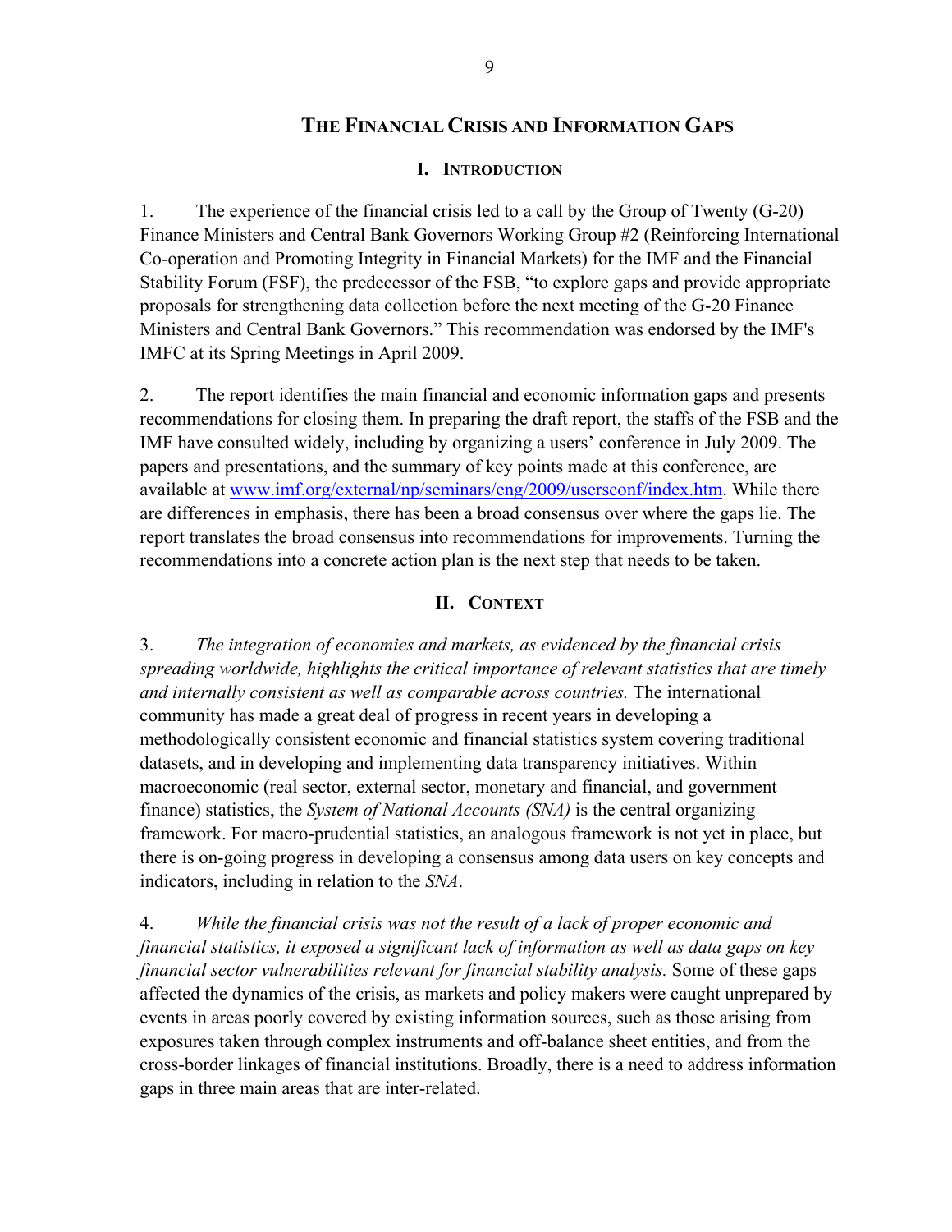# The Financial Crisis and Information Gaps

## I. Introduction

1. The experience of the financial crisis led to a call by the Group of Twenty (G-20) Finance Ministers and Central Bank Governors Working Group #2 (Reinforcing International Co-operation and Promoting Integrity in Financial Markets) for the IMF and the Financial Stability Forum (FSF), the predecessor of the FSB, "to explore gaps and provide appropriate proposals for strengthening data collection before the next meeting of the G-20 Finance Ministers and Central Bank Governors." This recommendation was endorsed by the IMF's IMFC at its Spring Meetings in April 2009.

2. The report identifies the main financial and economic information gaps and presents recommendations for closing them. In preparing the draft report, the staffs of the FSB and the IMF have consulted widely, including by organizing a users' conference in July 2009. The papers and presentations, and the summary of key points made at this conference, are available at [www.imf.org/external/np/seminars/eng/2009/usersconf/index.htm](www.imf.org/external/np/seminars/eng/2009/usersconf/index.htm). While there are differences in emphasis, there has been a broad consensus over where the gaps lie. The report translates the broad consensus into recommendations for improvements. Turning the recommendations into a concrete action plan is the next step that needs to be taken.

## II. Context

3. *The integration of economies and markets, as evidenced by the financial crisis spreading worldwide, highlights the critical importance of relevant statistics that are timely and internally consistent as well as comparable across countries.* The international community has made a great deal of progress in recent years in developing a methodologically consistent economic and financial statistics system covering traditional datasets, and in developing and implementing data transparency initiatives. Within macroeconomic (real sector, external sector, monetary and financial, and government finance) statistics, the *System of National Accounts (SNA)* is the central organizing framework. For macro-prudential statistics, an analogous framework is not yet in place, but there is on-going progress in developing a consensus among data users on key concepts and indicators, including in relation to the *SNA*.

4. *While the financial crisis was not the result of a lack of proper economic and financial statistics, it exposed a significant lack of information as well as data gaps on key financial sector vulnerabilities relevant for financial stability analysis.* Some of these gaps affected the dynamics of the crisis, as markets and policy makers were caught unprepared by events in areas poorly covered by existing information sources, such as those arising from exposures taken through complex instruments and off-balance sheet entities, and from the cross-border linkages of financial institutions. Broadly, there is a need to address information gaps in three main areas that are inter-related.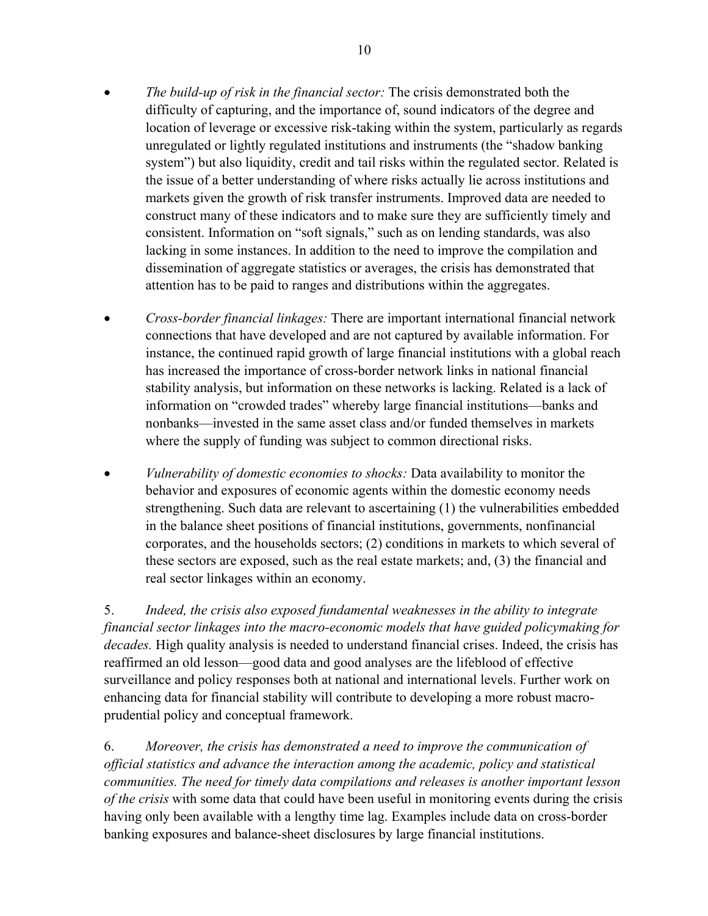- *The build-up of risk in the financial sector:* The crisis demonstrated both the difficulty of capturing, and the importance of, sound indicators of the degree and location of leverage or excessive risk-taking within the system, particularly as regards unregulated or lightly regulated institutions and instruments (the "shadow banking system") but also liquidity, credit and tail risks within the regulated sector. Related is the issue of a better understanding of where risks actually lie across institutions and markets given the growth of risk transfer instruments. Improved data are needed to construct many of these indicators and to make sure they are sufficiently timely and consistent. Information on "soft signals," such as on lending standards, was also lacking in some instances. In addition to the need to improve the compilation and dissemination of aggregate statistics or averages, the crisis has demonstrated that attention has to be paid to ranges and distributions within the aggregates.

- *Cross-border financial linkages:* There are important international financial network connections that have developed and are not captured by available information. For instance, the continued rapid growth of large financial institutions with a global reach has increased the importance of cross-border network links in national financial stability analysis, but information on these networks is lacking. Related is a lack of information on "crowded trades" whereby large financial institutions—banks and nonbanks—invested in the same asset class and/or funded themselves in markets where the supply of funding was subject to common directional risks.

- *Vulnerability of domestic economies to shocks:* Data availability to monitor the behavior and exposures of economic agents within the domestic economy needs strengthening. Such data are relevant to ascertaining (1) the vulnerabilities embedded in the balance sheet positions of financial institutions, governments, nonfinancial corporates, and the households sectors; (2) conditions in markets to which several of these sectors are exposed, such as the real estate markets; and, (3) the financial and real sector linkages within an economy.

5. *Indeed, the crisis also exposed fundamental weaknesses in the ability to integrate financial sector linkages into the macro-economic models that have guided policymaking for decades.* High quality analysis is needed to understand financial crises. Indeed, the crisis has reaffirmed an old lesson—good data and good analyses are the lifeblood of effective surveillance and policy responses both at national and international levels. Further work on enhancing data for financial stability will contribute to developing a more robust macro-prudential policy and conceptual framework.

6. *Moreover, the crisis has demonstrated a need to improve the communication of official statistics and advance the interaction among the academic, policy and statistical communities. The need for timely data compilations and releases is another important lesson of the crisis* with some data that could have been useful in monitoring events during the crisis having only been available with a lengthy time lag. Examples include data on cross-border banking exposures and balance-sheet disclosures by large financial institutions.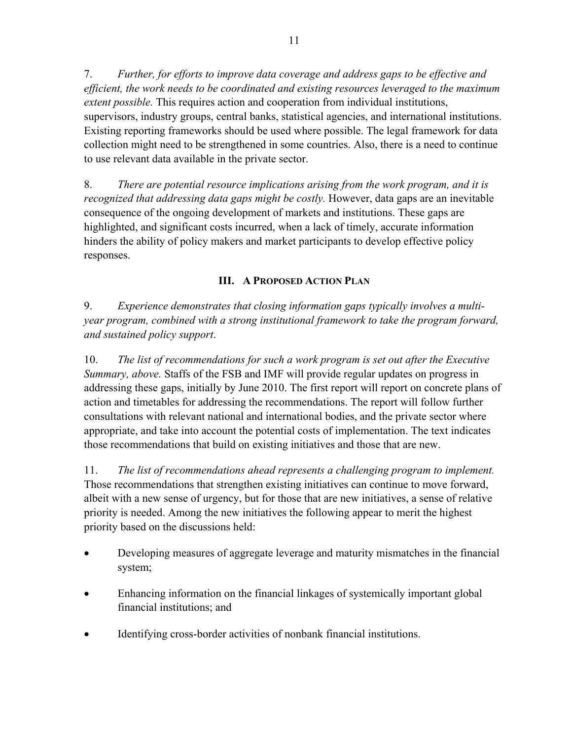7. *Further, for efforts to improve data coverage and address gaps to be effective and efficient, the work needs to be coordinated and existing resources leveraged to the maximum extent possible.* This requires action and cooperation from individual institutions, supervisors, industry groups, central banks, statistical agencies, and international institutions. Existing reporting frameworks should be used where possible. The legal framework for data collection might need to be strengthened in some countries. Also, there is a need to continue to use relevant data available in the private sector.

8. *There are potential resource implications arising from the work program, and it is recognized that addressing data gaps might be costly.* However, data gaps are an inevitable consequence of the ongoing development of markets and institutions. These gaps are highlighted, and significant costs incurred, when a lack of timely, accurate information hinders the ability of policy makers and market participants to develop effective policy responses.

## III. A Proposed Action Plan

9. *Experience demonstrates that closing information gaps typically involves a multi-year program, combined with a strong institutional framework to take the program forward, and sustained policy support*.

10. *The list of recommendations for such a work program is set out after the Executive Summary, above.* Staffs of the FSB and IMF will provide regular updates on progress in addressing these gaps, initially by June 2010. The first report will report on concrete plans of action and timetables for addressing the recommendations. The report will follow further consultations with relevant national and international bodies, and the private sector where appropriate, and take into account the potential costs of implementation. The text indicates those recommendations that build on existing initiatives and those that are new.

11. *The list of recommendations ahead represents a challenging program to implement.* Those recommendations that strengthen existing initiatives can continue to move forward, albeit with a new sense of urgency, but for those that are new initiatives, a sense of relative priority is needed. Among the new initiatives the following appear to merit the highest priority based on the discussions held:

- Developing measures of aggregate leverage and maturity mismatches in the financial system;
- Enhancing information on the financial linkages of systemically important global financial institutions; and
- Identifying cross-border activities of nonbank financial institutions.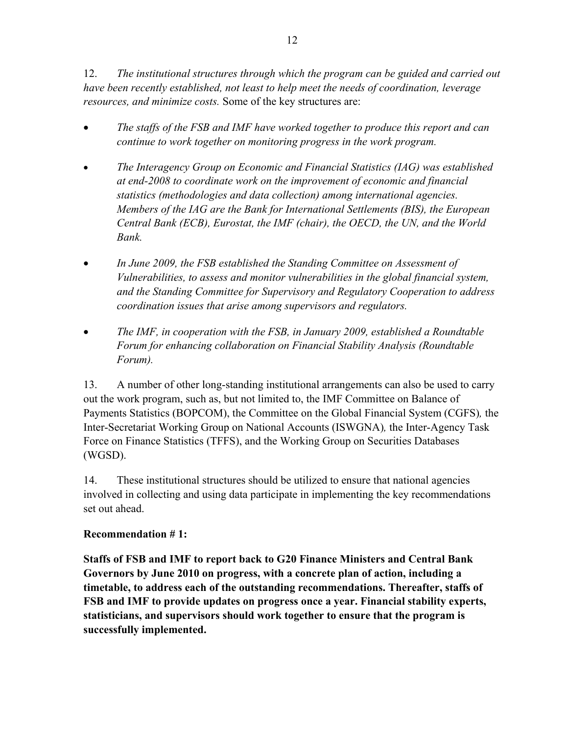12. *The institutional structures through which the program can be guided and carried out have been recently established, not least to help meet the needs of coordination, leverage resources, and minimize costs.* Some of the key structures are:

- *The staffs of the FSB and IMF have worked together to produce this report and can continue to work together on monitoring progress in the work program.*

- *The Interagency Group on Economic and Financial Statistics (IAG) was established at end-2008 to coordinate work on the improvement of economic and financial statistics (methodologies and data collection) among international agencies. Members of the IAG are the Bank for International Settlements (BIS), the European Central Bank (ECB), Eurostat, the IMF (chair), the OECD, the UN, and the World Bank.*

- *In June 2009, the FSB established the Standing Committee on Assessment of Vulnerabilities, to assess and monitor vulnerabilities in the global financial system, and the Standing Committee for Supervisory and Regulatory Cooperation to address coordination issues that arise among supervisors and regulators.*

- *The IMF, in cooperation with the FSB, in January 2009, established a Roundtable Forum for enhancing collaboration on Financial Stability Analysis (Roundtable Forum).*

13. A number of other long-standing institutional arrangements can also be used to carry out the work program, such as, but not limited to, the IMF Committee on Balance of Payments Statistics (BOPCOM), the Committee on the Global Financial System (CGFS), the Inter-Secretariat Working Group on National Accounts (ISWGNA), the Inter-Agency Task Force on Finance Statistics (TFFS), and the Working Group on Securities Databases (WGSD).

14. These institutional structures should be utilized to ensure that national agencies involved in collecting and using data participate in implementing the key recommendations set out ahead.

**Recommendation # 1:**

**Staffs of FSB and IMF to report back to G20 Finance Ministers and Central Bank Governors by June 2010 on progress, with a concrete plan of action, including a timetable, to address each of the outstanding recommendations. Thereafter, staffs of FSB and IMF to provide updates on progress once a year. Financial stability experts, statisticians, and supervisors should work together to ensure that the program is successfully implemented.**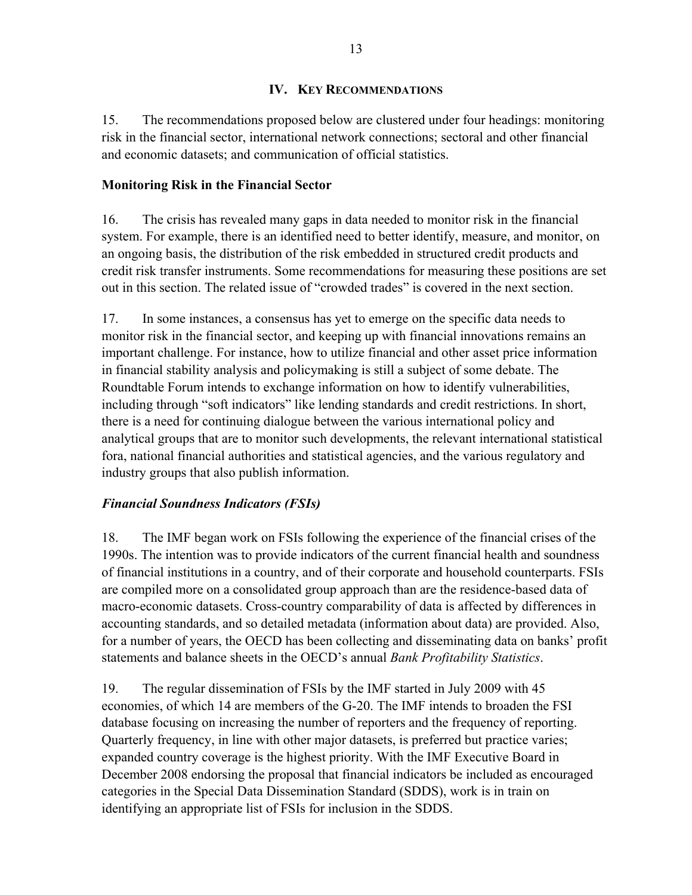## IV. Key Recommendations

15. The recommendations proposed below are clustered under four headings: monitoring risk in the financial sector, international network connections; sectoral and other financial and economic datasets; and communication of official statistics.

### Monitoring Risk in the Financial Sector

16. The crisis has revealed many gaps in data needed to monitor risk in the financial system. For example, there is an identified need to better identify, measure, and monitor, on an ongoing basis, the distribution of the risk embedded in structured credit products and credit risk transfer instruments. Some recommendations for measuring these positions are set out in this section. The related issue of "crowded trades" is covered in the next section.

17. In some instances, a consensus has yet to emerge on the specific data needs to monitor risk in the financial sector, and keeping up with financial innovations remains an important challenge. For instance, how to utilize financial and other asset price information in financial stability analysis and policymaking is still a subject of some debate. The Roundtable Forum intends to exchange information on how to identify vulnerabilities, including through "soft indicators" like lending standards and credit restrictions. In short, there is a need for continuing dialogue between the various international policy and analytical groups that are to monitor such developments, the relevant international statistical fora, national financial authorities and statistical agencies, and the various regulatory and industry groups that also publish information.

#### *Financial Soundness Indicators (FSIs)*

18. The IMF began work on FSIs following the experience of the financial crises of the 1990s. The intention was to provide indicators of the current financial health and soundness of financial institutions in a country, and of their corporate and household counterparts. FSIs are compiled more on a consolidated group approach than are the residence-based data of macro-economic datasets. Cross-country comparability of data is affected by differences in accounting standards, and so detailed metadata (information about data) are provided. Also, for a number of years, the OECD has been collecting and disseminating data on banks' profit statements and balance sheets in the OECD's annual *Bank Profitability Statistics*.

19. The regular dissemination of FSIs by the IMF started in July 2009 with 45 economies, of which 14 are members of the G-20. The IMF intends to broaden the FSI database focusing on increasing the number of reporters and the frequency of reporting. Quarterly frequency, in line with other major datasets, is preferred but practice varies; expanded country coverage is the highest priority. With the IMF Executive Board in December 2008 endorsing the proposal that financial indicators be included as encouraged categories in the Special Data Dissemination Standard (SDDS), work is in train on identifying an appropriate list of FSIs for inclusion in the SDDS.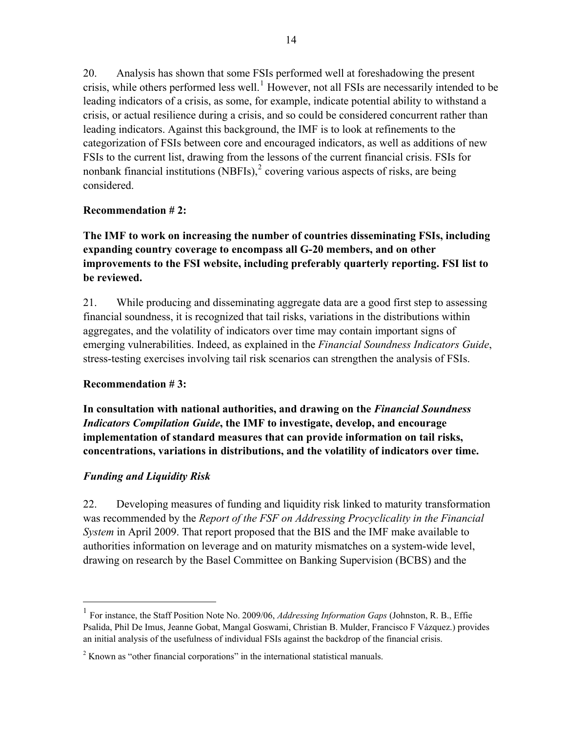20. Analysis has shown that some FSIs performed well at foreshadowing the present crisis, while others performed less well.[1] However, not all FSIs are necessarily intended to be leading indicators of a crisis, as some, for example, indicate potential ability to withstand a crisis, or actual resilience during a crisis, and so could be considered concurrent rather than leading indicators. Against this background, the IMF is to look at refinements to the categorization of FSIs between core and encouraged indicators, as well as additions of new FSIs to the current list, drawing from the lessons of the current financial crisis. FSIs for nonbank financial institutions (NBFIs),[2] covering various aspects of risks, are being considered.

**Recommendation # 2:**

**The IMF to work on increasing the number of countries disseminating FSIs, including expanding country coverage to encompass all G-20 members, and on other improvements to the FSI website, including preferably quarterly reporting. FSI list to be reviewed.**

21. While producing and disseminating aggregate data are a good first step to assessing financial soundness, it is recognized that tail risks, variations in the distributions within aggregates, and the volatility of indicators over time may contain important signs of emerging vulnerabilities. Indeed, as explained in the *Financial Soundness Indicators Guide*, stress-testing exercises involving tail risk scenarios can strengthen the analysis of FSIs.

**Recommendation # 3:**

**In consultation with national authorities, and drawing on the *Financial Soundness Indicators Compilation Guide*, the IMF to investigate, develop, and encourage implementation of standard measures that can provide information on tail risks, concentrations, variations in distributions, and the volatility of indicators over time.**

***Funding and Liquidity Risk***

22. Developing measures of funding and liquidity risk linked to maturity transformation was recommended by the *Report of the FSF on Addressing Procyclicality in the Financial System* in April 2009. That report proposed that the BIS and the IMF make available to authorities information on leverage and on maturity mismatches on a system-wide level, drawing on research by the Basel Committee on Banking Supervision (BCBS) and the

---

[1] For instance, the Staff Position Note No. 2009/06, *Addressing Information Gaps* (Johnston, R. B., Effie Psalida, Phil De Imus, Jeanne Gobat, Mangal Goswami, Christian B. Mulder, Francisco F Vázquez.) provides an initial analysis of the usefulness of individual FSIs against the backdrop of the financial crisis.

[2] Known as "other financial corporations" in the international statistical manuals.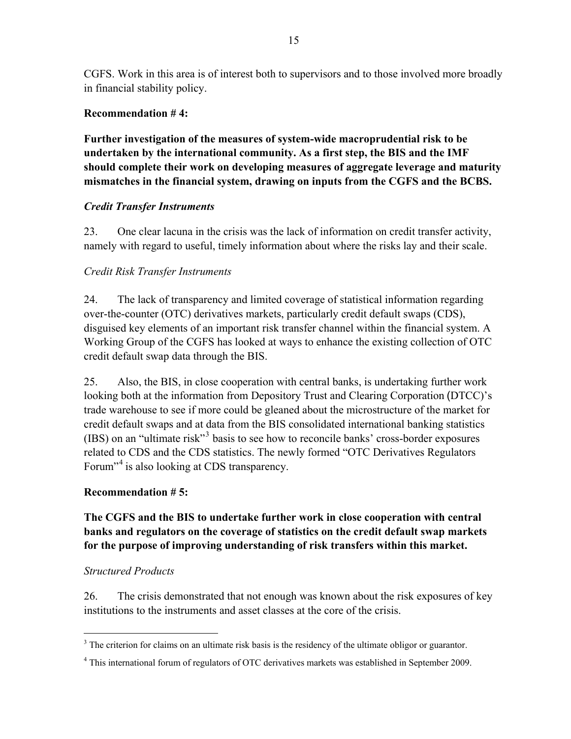CGFS. Work in this area is of interest both to supervisors and to those involved more broadly in financial stability policy.

**Recommendation # 4:**

**Further investigation of the measures of system-wide macroprudential risk to be undertaken by the international community. As a first step, the BIS and the IMF should complete their work on developing measures of aggregate leverage and maturity mismatches in the financial system, drawing on inputs from the CGFS and the BCBS.**

***Credit Transfer Instruments***

23. One clear lacuna in the crisis was the lack of information on credit transfer activity, namely with regard to useful, timely information about where the risks lay and their scale.

*Credit Risk Transfer Instruments*

24. The lack of transparency and limited coverage of statistical information regarding over-the-counter (OTC) derivatives markets, particularly credit default swaps (CDS), disguised key elements of an important risk transfer channel within the financial system. A Working Group of the CGFS has looked at ways to enhance the existing collection of OTC credit default swap data through the BIS.

25. Also, the BIS, in close cooperation with central banks, is undertaking further work looking both at the information from Depository Trust and Clearing Corporation (DTCC)'s trade warehouse to see if more could be gleaned about the microstructure of the market for credit default swaps and at data from the BIS consolidated international banking statistics (IBS) on an "ultimate risk"[3] basis to see how to reconcile banks' cross-border exposures related to CDS and the CDS statistics. The newly formed "OTC Derivatives Regulators Forum"[4] is also looking at CDS transparency.

**Recommendation # 5:**

**The CGFS and the BIS to undertake further work in close cooperation with central banks and regulators on the coverage of statistics on the credit default swap markets for the purpose of improving understanding of risk transfers within this market.**

*Structured Products*

26. The crisis demonstrated that not enough was known about the risk exposures of key institutions to the instruments and asset classes at the core of the crisis.

---

[3] The criterion for claims on an ultimate risk basis is the residency of the ultimate obligor or guarantor.

[4] This international forum of regulators of OTC derivatives markets was established in September 2009.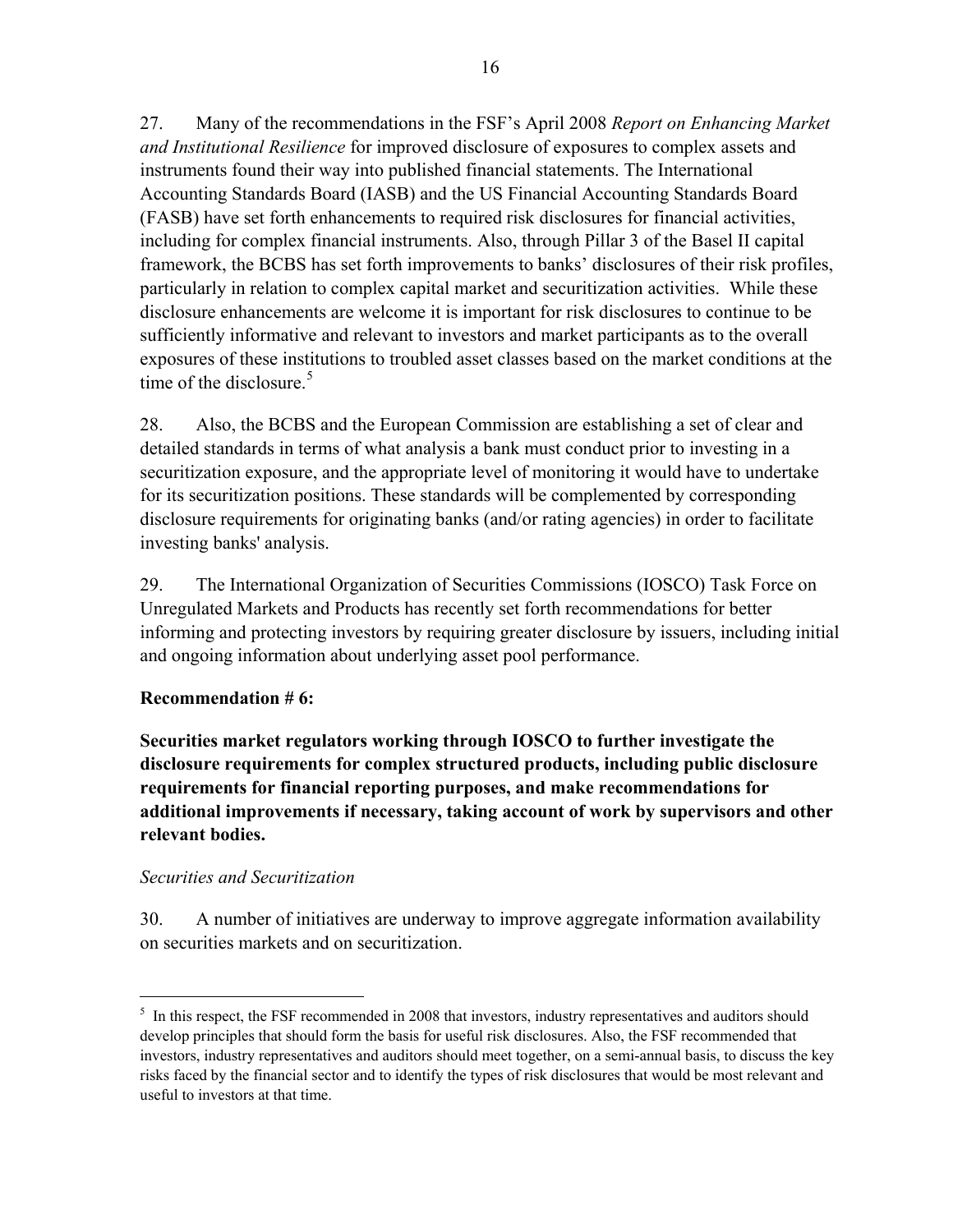27. Many of the recommendations in the FSF's April 2008 *Report on Enhancing Market and Institutional Resilience* for improved disclosure of exposures to complex assets and instruments found their way into published financial statements. The International Accounting Standards Board (IASB) and the US Financial Accounting Standards Board (FASB) have set forth enhancements to required risk disclosures for financial activities, including for complex financial instruments. Also, through Pillar 3 of the Basel II capital framework, the BCBS has set forth improvements to banks' disclosures of their risk profiles, particularly in relation to complex capital market and securitization activities. While these disclosure enhancements are welcome it is important for risk disclosures to continue to be sufficiently informative and relevant to investors and market participants as to the overall exposures of these institutions to troubled asset classes based on the market conditions at the time of the disclosure.[5]

28. Also, the BCBS and the European Commission are establishing a set of clear and detailed standards in terms of what analysis a bank must conduct prior to investing in a securitization exposure, and the appropriate level of monitoring it would have to undertake for its securitization positions. These standards will be complemented by corresponding disclosure requirements for originating banks (and/or rating agencies) in order to facilitate investing banks' analysis.

29. The International Organization of Securities Commissions (IOSCO) Task Force on Unregulated Markets and Products has recently set forth recommendations for better informing and protecting investors by requiring greater disclosure by issuers, including initial and ongoing information about underlying asset pool performance.

**Recommendation # 6:**

**Securities market regulators working through IOSCO to further investigate the disclosure requirements for complex structured products, including public disclosure requirements for financial reporting purposes, and make recommendations for additional improvements if necessary, taking account of work by supervisors and other relevant bodies.**

*Securities and Securitization*

30. A number of initiatives are underway to improve aggregate information availability on securities markets and on securitization.

[5] In this respect, the FSF recommended in 2008 that investors, industry representatives and auditors should develop principles that should form the basis for useful risk disclosures. Also, the FSF recommended that investors, industry representatives and auditors should meet together, on a semi-annual basis, to discuss the key risks faced by the financial sector and to identify the types of risk disclosures that would be most relevant and useful to investors at that time.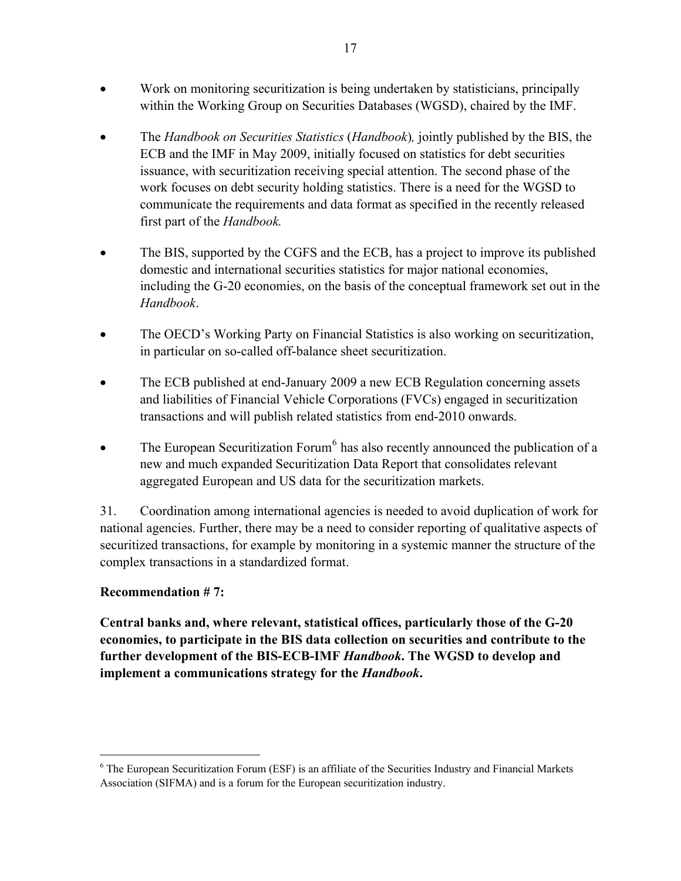- Work on monitoring securitization is being undertaken by statisticians, principally within the Working Group on Securities Databases (WGSD), chaired by the IMF.

- The *Handbook on Securities Statistics* (*Handbook*)*,* jointly published by the BIS, the ECB and the IMF in May 2009, initially focused on statistics for debt securities issuance, with securitization receiving special attention. The second phase of the work focuses on debt security holding statistics. There is a need for the WGSD to communicate the requirements and data format as specified in the recently released first part of the *Handbook.*

- The BIS, supported by the CGFS and the ECB, has a project to improve its published domestic and international securities statistics for major national economies, including the G-20 economies, on the basis of the conceptual framework set out in the *Handbook*.

- The OECD's Working Party on Financial Statistics is also working on securitization, in particular on so-called off-balance sheet securitization.

- The ECB published at end-January 2009 a new ECB Regulation concerning assets and liabilities of Financial Vehicle Corporations (FVCs) engaged in securitization transactions and will publish related statistics from end-2010 onwards.

- The European Securitization Forum[6] has also recently announced the publication of a new and much expanded Securitization Data Report that consolidates relevant aggregated European and US data for the securitization markets.

31. Coordination among international agencies is needed to avoid duplication of work for national agencies. Further, there may be a need to consider reporting of qualitative aspects of securitized transactions, for example by monitoring in a systemic manner the structure of the complex transactions in a standardized format.

**Recommendation # 7:**

**Central banks and, where relevant, statistical offices, particularly those of the G-20 economies, to participate in the BIS data collection on securities and contribute to the further development of the BIS-ECB-IMF *Handbook*. The WGSD to develop and implement a communications strategy for the *Handbook*.**

---

[6] The European Securitization Forum (ESF) is an affiliate of the Securities Industry and Financial Markets Association (SIFMA) and is a forum for the European securitization industry.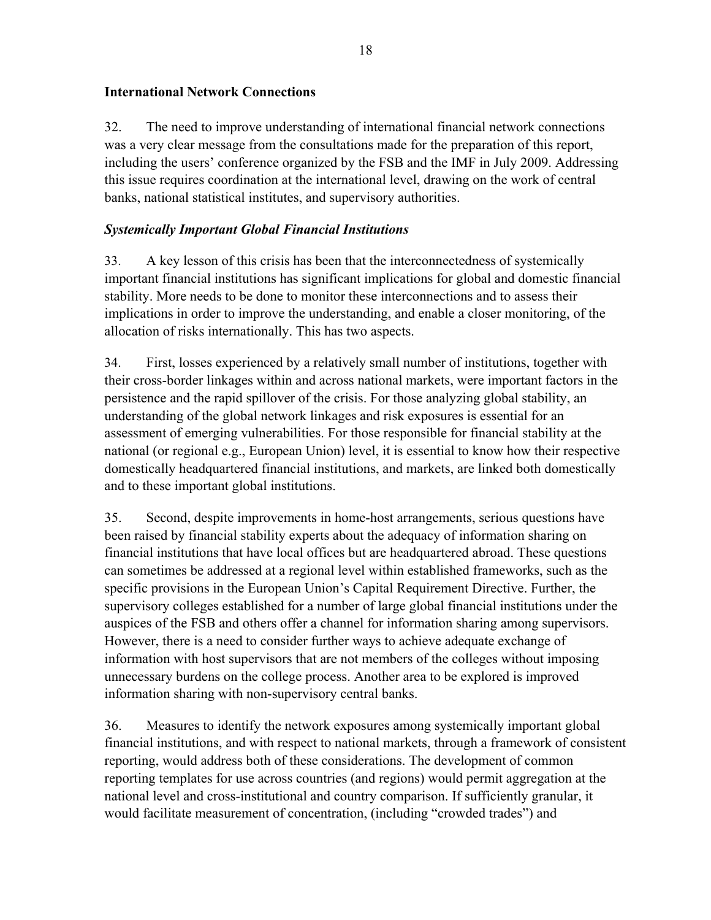## International Network Connections

32. The need to improve understanding of international financial network connections was a very clear message from the consultations made for the preparation of this report, including the users' conference organized by the FSB and the IMF in July 2009. Addressing this issue requires coordination at the international level, drawing on the work of central banks, national statistical institutes, and supervisory authorities.

### *Systemically Important Global Financial Institutions*

33. A key lesson of this crisis has been that the interconnectedness of systemically important financial institutions has significant implications for global and domestic financial stability. More needs to be done to monitor these interconnections and to assess their implications in order to improve the understanding, and enable a closer monitoring, of the allocation of risks internationally. This has two aspects.

34. First, losses experienced by a relatively small number of institutions, together with their cross-border linkages within and across national markets, were important factors in the persistence and the rapid spillover of the crisis. For those analyzing global stability, an understanding of the global network linkages and risk exposures is essential for an assessment of emerging vulnerabilities. For those responsible for financial stability at the national (or regional e.g., European Union) level, it is essential to know how their respective domestically headquartered financial institutions, and markets, are linked both domestically and to these important global institutions.

35. Second, despite improvements in home-host arrangements, serious questions have been raised by financial stability experts about the adequacy of information sharing on financial institutions that have local offices but are headquartered abroad. These questions can sometimes be addressed at a regional level within established frameworks, such as the specific provisions in the European Union's Capital Requirement Directive. Further, the supervisory colleges established for a number of large global financial institutions under the auspices of the FSB and others offer a channel for information sharing among supervisors. However, there is a need to consider further ways to achieve adequate exchange of information with host supervisors that are not members of the colleges without imposing unnecessary burdens on the college process. Another area to be explored is improved information sharing with non-supervisory central banks.

36. Measures to identify the network exposures among systemically important global financial institutions, and with respect to national markets, through a framework of consistent reporting, would address both of these considerations. The development of common reporting templates for use across countries (and regions) would permit aggregation at the national level and cross-institutional and country comparison. If sufficiently granular, it would facilitate measurement of concentration, (including "crowded trades") and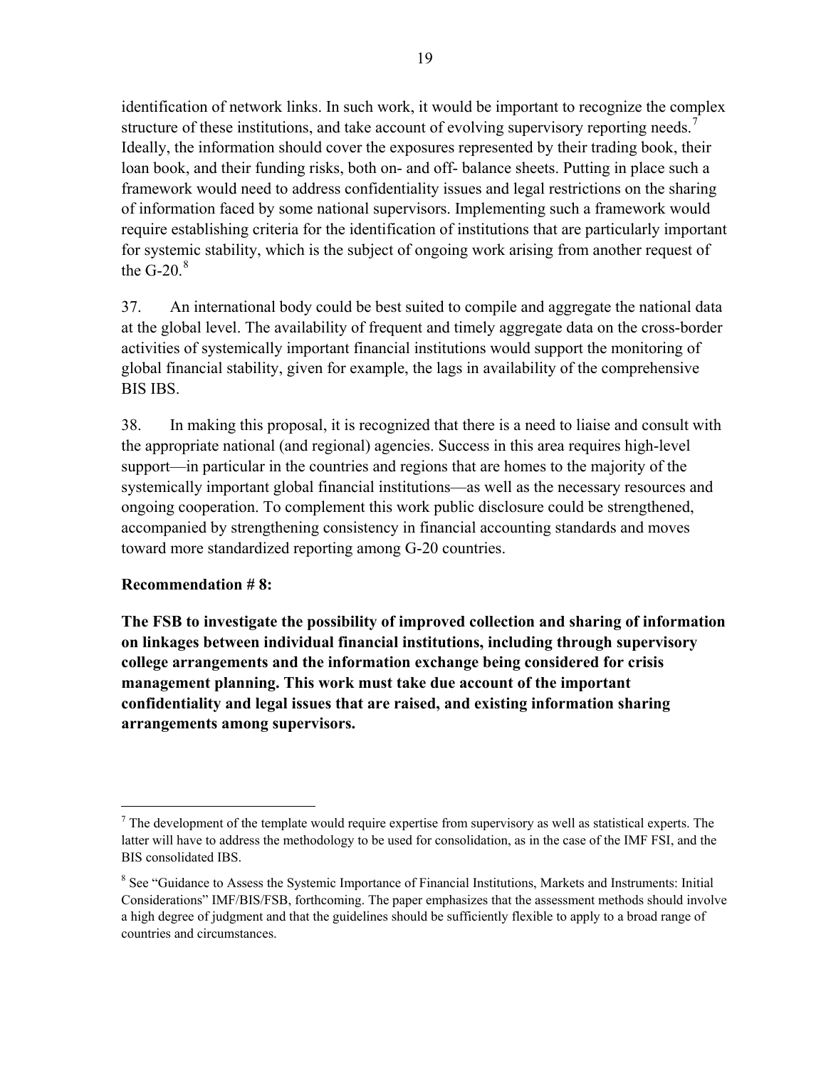identification of network links. In such work, it would be important to recognize the complex structure of these institutions, and take account of evolving supervisory reporting needs.[7] Ideally, the information should cover the exposures represented by their trading book, their loan book, and their funding risks, both on- and off- balance sheets. Putting in place such a framework would need to address confidentiality issues and legal restrictions on the sharing of information faced by some national supervisors. Implementing such a framework would require establishing criteria for the identification of institutions that are particularly important for systemic stability, which is the subject of ongoing work arising from another request of the G-20.[8]

37. An international body could be best suited to compile and aggregate the national data at the global level. The availability of frequent and timely aggregate data on the cross-border activities of systemically important financial institutions would support the monitoring of global financial stability, given for example, the lags in availability of the comprehensive BIS IBS.

38. In making this proposal, it is recognized that there is a need to liaise and consult with the appropriate national (and regional) agencies. Success in this area requires high-level support—in particular in the countries and regions that are homes to the majority of the systemically important global financial institutions—as well as the necessary resources and ongoing cooperation. To complement this work public disclosure could be strengthened, accompanied by strengthening consistency in financial accounting standards and moves toward more standardized reporting among G-20 countries.

**Recommendation # 8:**

**The FSB to investigate the possibility of improved collection and sharing of information on linkages between individual financial institutions, including through supervisory college arrangements and the information exchange being considered for crisis management planning. This work must take due account of the important confidentiality and legal issues that are raised, and existing information sharing arrangements among supervisors.**

---

[7] The development of the template would require expertise from supervisory as well as statistical experts. The latter will have to address the methodology to be used for consolidation, as in the case of the IMF FSI, and the BIS consolidated IBS.

[8] See "Guidance to Assess the Systemic Importance of Financial Institutions, Markets and Instruments: Initial Considerations" IMF/BIS/FSB, forthcoming. The paper emphasizes that the assessment methods should involve a high degree of judgment and that the guidelines should be sufficiently flexible to apply to a broad range of countries and circumstances.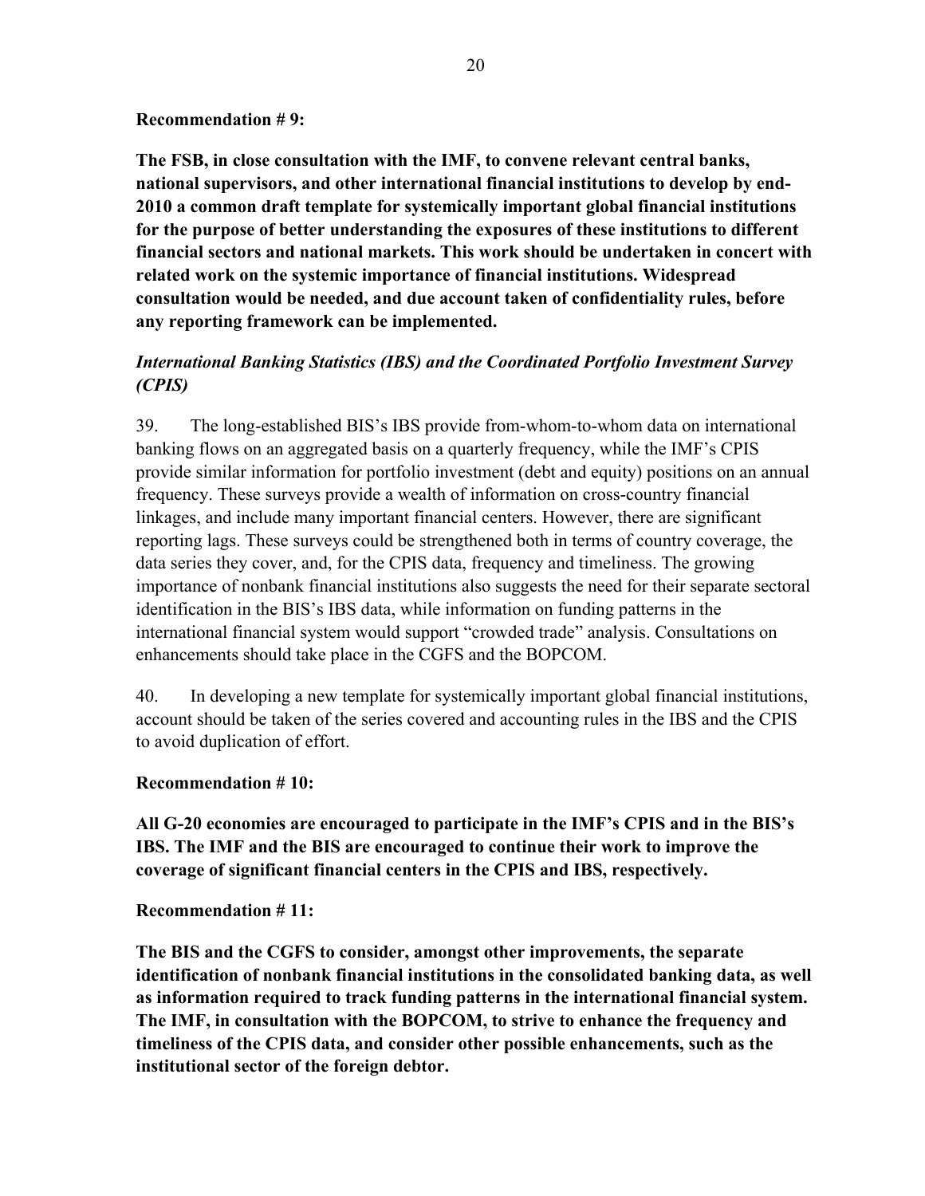**Recommendation # 9:**

**The FSB, in close consultation with the IMF, to convene relevant central banks, national supervisors, and other international financial institutions to develop by end-2010 a common draft template for systemically important global financial institutions for the purpose of better understanding the exposures of these institutions to different financial sectors and national markets. This work should be undertaken in concert with related work on the systemic importance of financial institutions. Widespread consultation would be needed, and due account taken of confidentiality rules, before any reporting framework can be implemented.**

***International Banking Statistics (IBS) and the Coordinated Portfolio Investment Survey (CPIS)***

39. The long-established BIS's IBS provide from-whom-to-whom data on international banking flows on an aggregated basis on a quarterly frequency, while the IMF's CPIS provide similar information for portfolio investment (debt and equity) positions on an annual frequency. These surveys provide a wealth of information on cross-country financial linkages, and include many important financial centers. However, there are significant reporting lags. These surveys could be strengthened both in terms of country coverage, the data series they cover, and, for the CPIS data, frequency and timeliness. The growing importance of nonbank financial institutions also suggests the need for their separate sectoral identification in the BIS's IBS data, while information on funding patterns in the international financial system would support "crowded trade" analysis. Consultations on enhancements should take place in the CGFS and the BOPCOM.

40. In developing a new template for systemically important global financial institutions, account should be taken of the series covered and accounting rules in the IBS and the CPIS to avoid duplication of effort.

**Recommendation # 10:**

**All G-20 economies are encouraged to participate in the IMF's CPIS and in the BIS's IBS. The IMF and the BIS are encouraged to continue their work to improve the coverage of significant financial centers in the CPIS and IBS, respectively.**

**Recommendation # 11:**

**The BIS and the CGFS to consider, amongst other improvements, the separate identification of nonbank financial institutions in the consolidated banking data, as well as information required to track funding patterns in the international financial system. The IMF, in consultation with the BOPCOM, to strive to enhance the frequency and timeliness of the CPIS data, and consider other possible enhancements, such as the institutional sector of the foreign debtor.**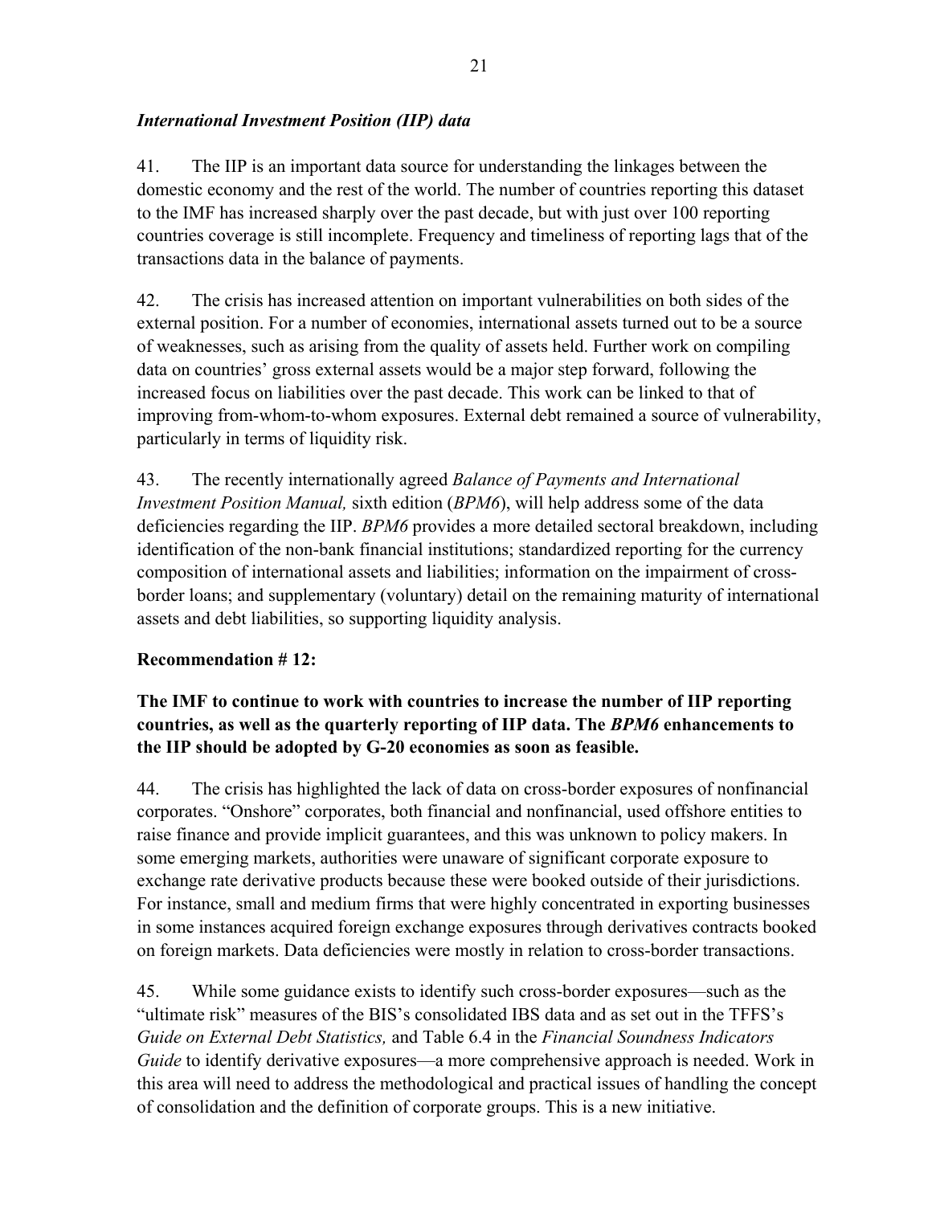### *International Investment Position (IIP) data*

41. The IIP is an important data source for understanding the linkages between the domestic economy and the rest of the world. The number of countries reporting this dataset to the IMF has increased sharply over the past decade, but with just over 100 reporting countries coverage is still incomplete. Frequency and timeliness of reporting lags that of the transactions data in the balance of payments.

42. The crisis has increased attention on important vulnerabilities on both sides of the external position. For a number of economies, international assets turned out to be a source of weaknesses, such as arising from the quality of assets held. Further work on compiling data on countries' gross external assets would be a major step forward, following the increased focus on liabilities over the past decade. This work can be linked to that of improving from-whom-to-whom exposures. External debt remained a source of vulnerability, particularly in terms of liquidity risk.

43. The recently internationally agreed *Balance of Payments and International Investment Position Manual,* sixth edition (*BPM6*), will help address some of the data deficiencies regarding the IIP. *BPM6* provides a more detailed sectoral breakdown, including identification of the non-bank financial institutions; standardized reporting for the currency composition of international assets and liabilities; information on the impairment of cross-border loans; and supplementary (voluntary) detail on the remaining maturity of international assets and debt liabilities, so supporting liquidity analysis.

**Recommendation # 12:**

**The IMF to continue to work with countries to increase the number of IIP reporting countries, as well as the quarterly reporting of IIP data. The *BPM6* enhancements to the IIP should be adopted by G-20 economies as soon as feasible.**

44. The crisis has highlighted the lack of data on cross-border exposures of nonfinancial corporates. "Onshore" corporates, both financial and nonfinancial, used offshore entities to raise finance and provide implicit guarantees, and this was unknown to policy makers. In some emerging markets, authorities were unaware of significant corporate exposure to exchange rate derivative products because these were booked outside of their jurisdictions. For instance, small and medium firms that were highly concentrated in exporting businesses in some instances acquired foreign exchange exposures through derivatives contracts booked on foreign markets. Data deficiencies were mostly in relation to cross-border transactions.

45. While some guidance exists to identify such cross-border exposures—such as the "ultimate risk" measures of the BIS's consolidated IBS data and as set out in the TFFS's *Guide on External Debt Statistics,* and Table 6.4 in the *Financial Soundness Indicators Guide* to identify derivative exposures—a more comprehensive approach is needed. Work in this area will need to address the methodological and practical issues of handling the concept of consolidation and the definition of corporate groups. This is a new initiative.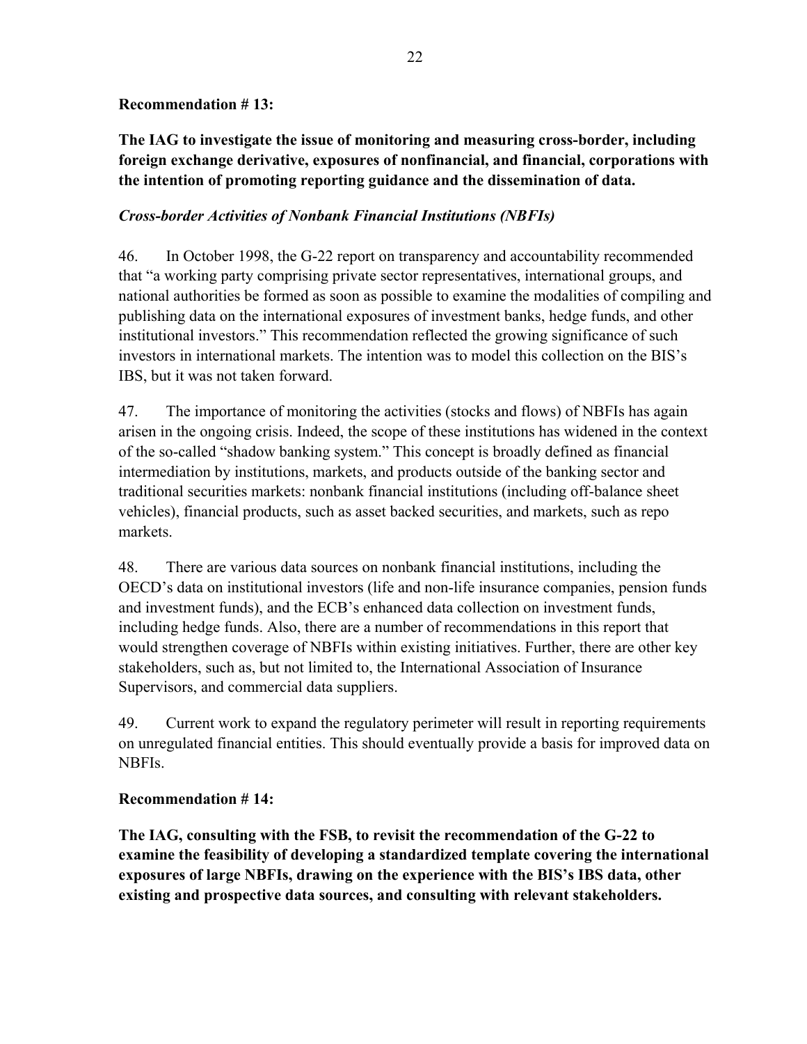**Recommendation # 13:**

**The IAG to investigate the issue of monitoring and measuring cross-border, including foreign exchange derivative, exposures of nonfinancial, and financial, corporations with the intention of promoting reporting guidance and the dissemination of data.**

*Cross-border Activities of Nonbank Financial Institutions (NBFIs)*

46. In October 1998, the G-22 report on transparency and accountability recommended that "a working party comprising private sector representatives, international groups, and national authorities be formed as soon as possible to examine the modalities of compiling and publishing data on the international exposures of investment banks, hedge funds, and other institutional investors." This recommendation reflected the growing significance of such investors in international markets. The intention was to model this collection on the BIS's IBS, but it was not taken forward.

47. The importance of monitoring the activities (stocks and flows) of NBFIs has again arisen in the ongoing crisis. Indeed, the scope of these institutions has widened in the context of the so-called "shadow banking system." This concept is broadly defined as financial intermediation by institutions, markets, and products outside of the banking sector and traditional securities markets: nonbank financial institutions (including off-balance sheet vehicles), financial products, such as asset backed securities, and markets, such as repo markets.

48. There are various data sources on nonbank financial institutions, including the OECD's data on institutional investors (life and non-life insurance companies, pension funds and investment funds), and the ECB's enhanced data collection on investment funds, including hedge funds. Also, there are a number of recommendations in this report that would strengthen coverage of NBFIs within existing initiatives. Further, there are other key stakeholders, such as, but not limited to, the International Association of Insurance Supervisors, and commercial data suppliers.

49. Current work to expand the regulatory perimeter will result in reporting requirements on unregulated financial entities. This should eventually provide a basis for improved data on NBFIs.

**Recommendation # 14:**

**The IAG, consulting with the FSB, to revisit the recommendation of the G-22 to examine the feasibility of developing a standardized template covering the international exposures of large NBFIs, drawing on the experience with the BIS's IBS data, other existing and prospective data sources, and consulting with relevant stakeholders.**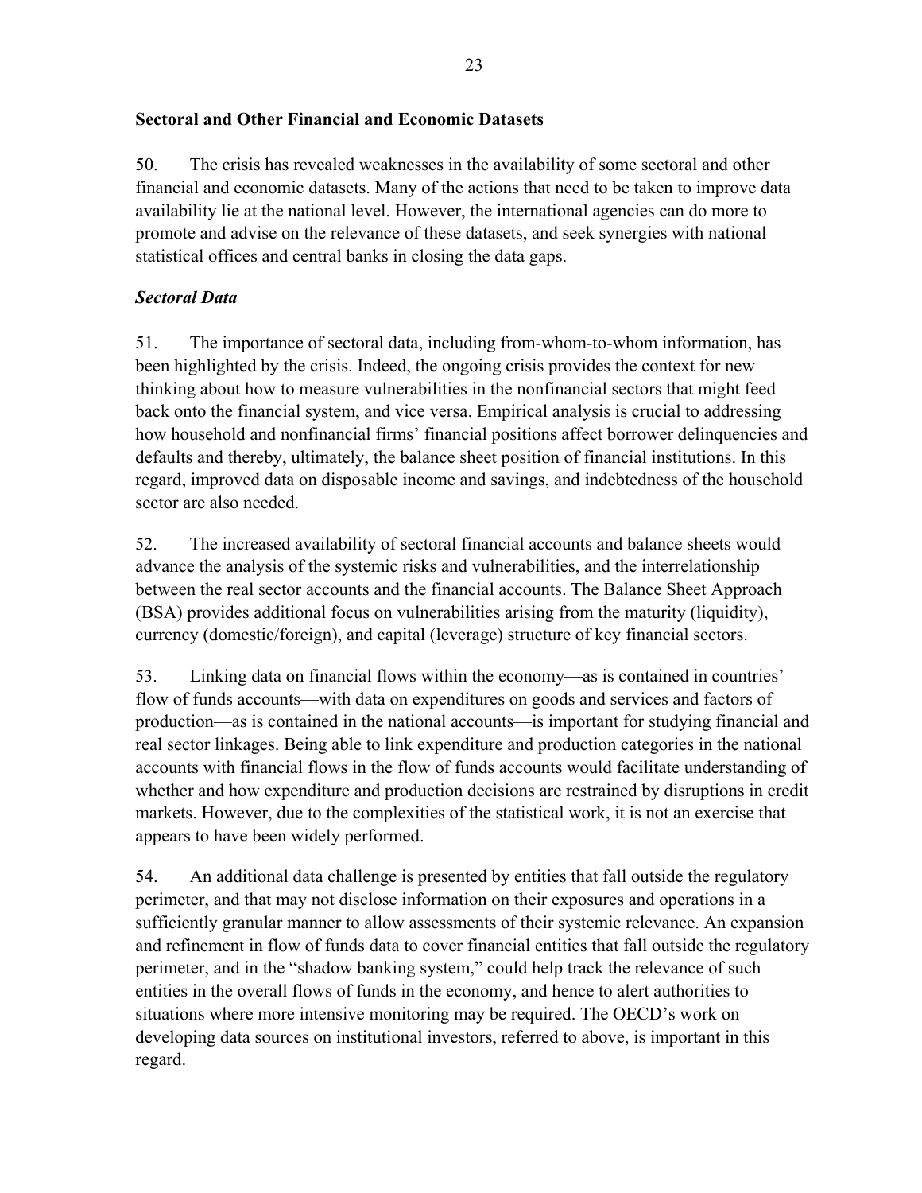## Sectoral and Other Financial and Economic Datasets

50. The crisis has revealed weaknesses in the availability of some sectoral and other financial and economic datasets. Many of the actions that need to be taken to improve data availability lie at the national level. However, the international agencies can do more to promote and advise on the relevance of these datasets, and seek synergies with national statistical offices and central banks in closing the data gaps.

### *Sectoral Data*

51. The importance of sectoral data, including from-whom-to-whom information, has been highlighted by the crisis. Indeed, the ongoing crisis provides the context for new thinking about how to measure vulnerabilities in the nonfinancial sectors that might feed back onto the financial system, and vice versa. Empirical analysis is crucial to addressing how household and nonfinancial firms' financial positions affect borrower delinquencies and defaults and thereby, ultimately, the balance sheet position of financial institutions. In this regard, improved data on disposable income and savings, and indebtedness of the household sector are also needed.

52. The increased availability of sectoral financial accounts and balance sheets would advance the analysis of the systemic risks and vulnerabilities, and the interrelationship between the real sector accounts and the financial accounts. The Balance Sheet Approach (BSA) provides additional focus on vulnerabilities arising from the maturity (liquidity), currency (domestic/foreign), and capital (leverage) structure of key financial sectors.

53. Linking data on financial flows within the economy—as is contained in countries' flow of funds accounts—with data on expenditures on goods and services and factors of production—as is contained in the national accounts—is important for studying financial and real sector linkages. Being able to link expenditure and production categories in the national accounts with financial flows in the flow of funds accounts would facilitate understanding of whether and how expenditure and production decisions are restrained by disruptions in credit markets. However, due to the complexities of the statistical work, it is not an exercise that appears to have been widely performed.

54. An additional data challenge is presented by entities that fall outside the regulatory perimeter, and that may not disclose information on their exposures and operations in a sufficiently granular manner to allow assessments of their systemic relevance. An expansion and refinement in flow of funds data to cover financial entities that fall outside the regulatory perimeter, and in the "shadow banking system," could help track the relevance of such entities in the overall flows of funds in the economy, and hence to alert authorities to situations where more intensive monitoring may be required. The OECD's work on developing data sources on institutional investors, referred to above, is important in this regard.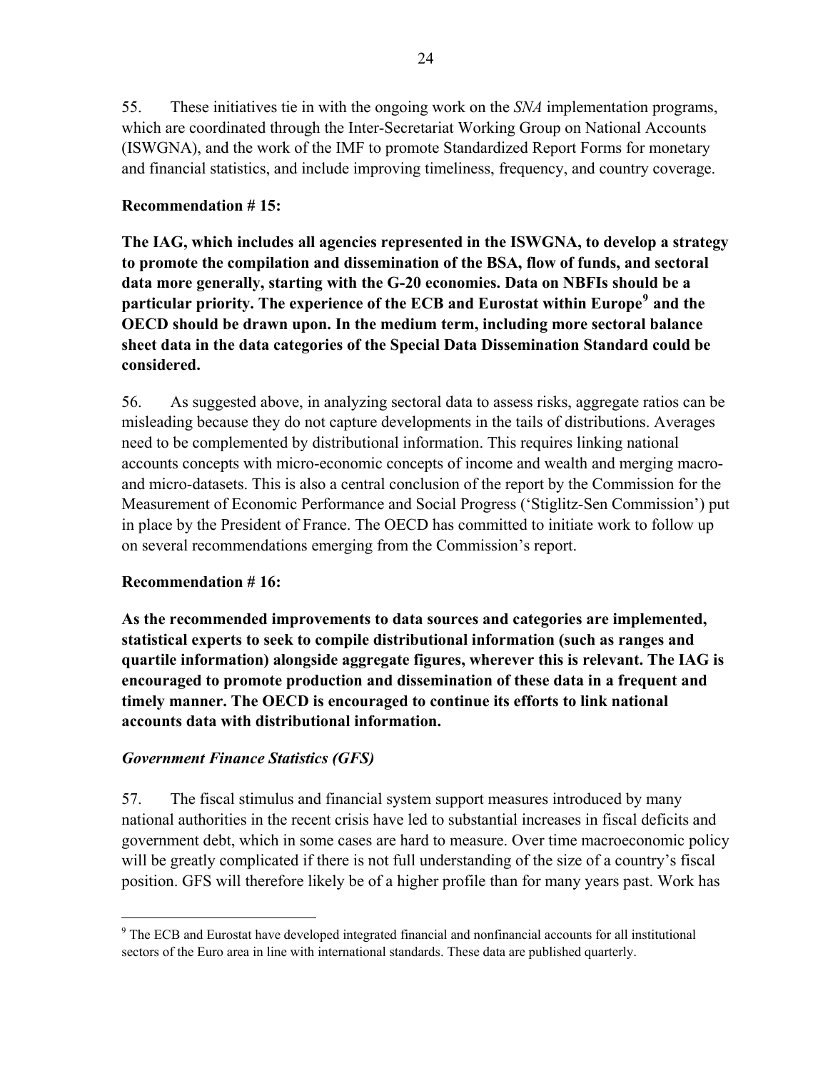55. These initiatives tie in with the ongoing work on the *SNA* implementation programs, which are coordinated through the Inter-Secretariat Working Group on National Accounts (ISWGNA), and the work of the IMF to promote Standardized Report Forms for monetary and financial statistics, and include improving timeliness, frequency, and country coverage.

**Recommendation # 15:**

**The IAG, which includes all agencies represented in the ISWGNA, to develop a strategy to promote the compilation and dissemination of the BSA, flow of funds, and sectoral data more generally, starting with the G-20 economies. Data on NBFIs should be a particular priority. The experience of the ECB and Eurostat within Europe[9] and the OECD should be drawn upon. In the medium term, including more sectoral balance sheet data in the data categories of the Special Data Dissemination Standard could be considered.**

56. As suggested above, in analyzing sectoral data to assess risks, aggregate ratios can be misleading because they do not capture developments in the tails of distributions. Averages need to be complemented by distributional information. This requires linking national accounts concepts with micro-economic concepts of income and wealth and merging macro- and micro-datasets. This is also a central conclusion of the report by the Commission for the Measurement of Economic Performance and Social Progress ('Stiglitz-Sen Commission') put in place by the President of France. The OECD has committed to initiate work to follow up on several recommendations emerging from the Commission's report.

**Recommendation # 16:**

**As the recommended improvements to data sources and categories are implemented, statistical experts to seek to compile distributional information (such as ranges and quartile information) alongside aggregate figures, wherever this is relevant. The IAG is encouraged to promote production and dissemination of these data in a frequent and timely manner. The OECD is encouraged to continue its efforts to link national accounts data with distributional information.**

***Government Finance Statistics (GFS)***

57. The fiscal stimulus and financial system support measures introduced by many national authorities in the recent crisis have led to substantial increases in fiscal deficits and government debt, which in some cases are hard to measure. Over time macroeconomic policy will be greatly complicated if there is not full understanding of the size of a country's fiscal position. GFS will therefore likely be of a higher profile than for many years past. Work has

---

[9] The ECB and Eurostat have developed integrated financial and nonfinancial accounts for all institutional sectors of the Euro area in line with international standards. These data are published quarterly.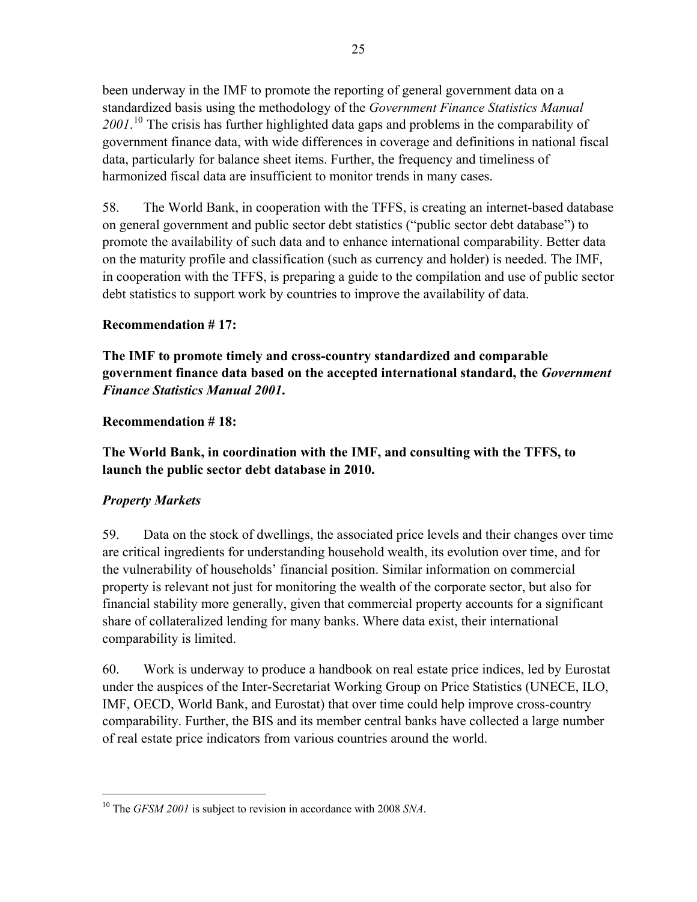been underway in the IMF to promote the reporting of general government data on a standardized basis using the methodology of the *Government Finance Statistics Manual 2001*.[10] The crisis has further highlighted data gaps and problems in the comparability of government finance data, with wide differences in coverage and definitions in national fiscal data, particularly for balance sheet items. Further, the frequency and timeliness of harmonized fiscal data are insufficient to monitor trends in many cases.

58. The World Bank, in cooperation with the TFFS, is creating an internet-based database on general government and public sector debt statistics ("public sector debt database") to promote the availability of such data and to enhance international comparability. Better data on the maturity profile and classification (such as currency and holder) is needed. The IMF, in cooperation with the TFFS, is preparing a guide to the compilation and use of public sector debt statistics to support work by countries to improve the availability of data.

**Recommendation # 17:**

**The IMF to promote timely and cross-country standardized and comparable government finance data based on the accepted international standard, the *Government Finance Statistics Manual 2001*.**

**Recommendation # 18:**

**The World Bank, in coordination with the IMF, and consulting with the TFFS, to launch the public sector debt database in 2010.**

### *Property Markets*

59. Data on the stock of dwellings, the associated price levels and their changes over time are critical ingredients for understanding household wealth, its evolution over time, and for the vulnerability of households' financial position. Similar information on commercial property is relevant not just for monitoring the wealth of the corporate sector, but also for financial stability more generally, given that commercial property accounts for a significant share of collateralized lending for many banks. Where data exist, their international comparability is limited.

60. Work is underway to produce a handbook on real estate price indices, led by Eurostat under the auspices of the Inter-Secretariat Working Group on Price Statistics (UNECE, ILO, IMF, OECD, World Bank, and Eurostat) that over time could help improve cross-country comparability. Further, the BIS and its member central banks have collected a large number of real estate price indicators from various countries around the world.

---

[10] The *GFSM 2001* is subject to revision in accordance with 2008 *SNA*.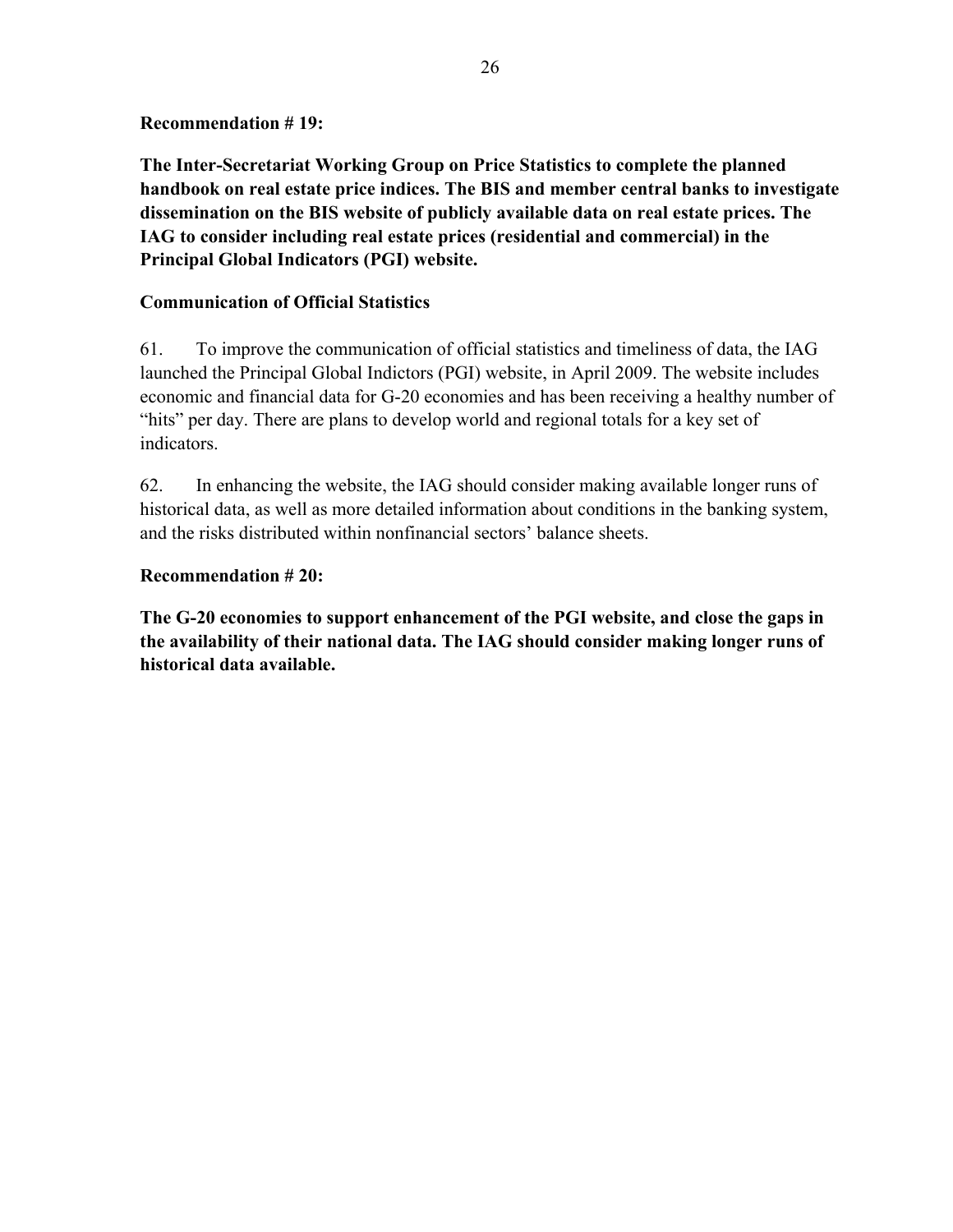**Recommendation # 19:**

**The Inter-Secretariat Working Group on Price Statistics to complete the planned handbook on real estate price indices. The BIS and member central banks to investigate dissemination on the BIS website of publicly available data on real estate prices. The IAG to consider including real estate prices (residential and commercial) in the Principal Global Indicators (PGI) website.**

**Communication of Official Statistics**

61. To improve the communication of official statistics and timeliness of data, the IAG launched the Principal Global Indictors (PGI) website, in April 2009. The website includes economic and financial data for G-20 economies and has been receiving a healthy number of "hits" per day. There are plans to develop world and regional totals for a key set of indicators.

62. In enhancing the website, the IAG should consider making available longer runs of historical data, as well as more detailed information about conditions in the banking system, and the risks distributed within nonfinancial sectors' balance sheets.

**Recommendation # 20:**

**The G-20 economies to support enhancement of the PGI website, and close the gaps in the availability of their national data. The IAG should consider making longer runs of historical data available.**